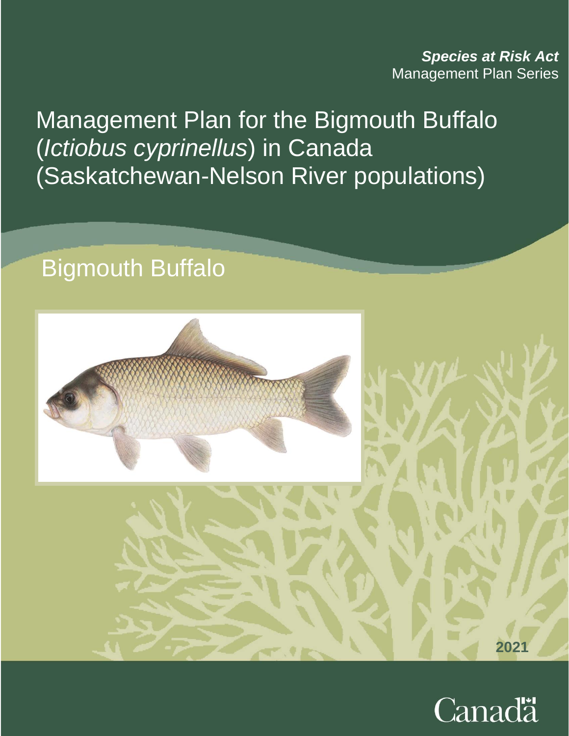***Species at Risk Act***
Management Plan Series

# Management Plan for the Bigmouth Buffalo (*Ictiobus cyprinellus*) in Canada (Saskatchewan-Nelson River populations)

## Bigmouth Buffalo

2021

Canada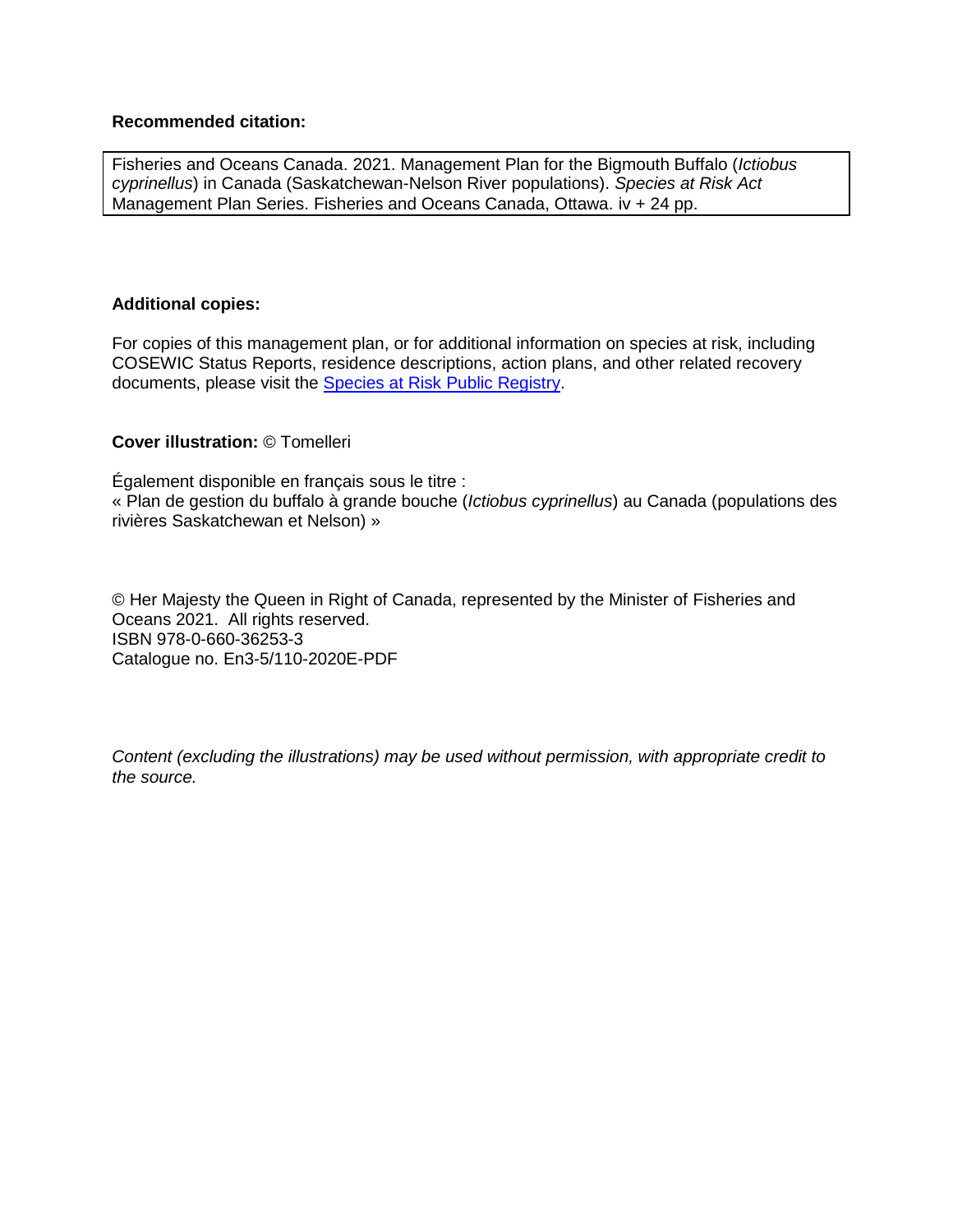**Recommended citation:**

Fisheries and Oceans Canada. 2021. Management Plan for the Bigmouth Buffalo (*Ictiobus cyprinellus*) in Canada (Saskatchewan-Nelson River populations). *Species at Risk Act* Management Plan Series. Fisheries and Oceans Canada, Ottawa. iv + 24 pp.

**Additional copies:**

For copies of this management plan, or for additional information on species at risk, including COSEWIC Status Reports, residence descriptions, action plans, and other related recovery documents, please visit the Species at Risk Public Registry.

**Cover illustration:** © Tomelleri

Également disponible en français sous le titre :
« Plan de gestion du buffalo à grande bouche (*Ictiobus cyprinellus*) au Canada (populations des rivières Saskatchewan et Nelson) »

© Her Majesty the Queen in Right of Canada, represented by the Minister of Fisheries and Oceans 2021. All rights reserved.
ISBN 978-0-660-36253-3
Catalogue no. En3-5/110-2020E-PDF

*Content (excluding the illustrations) may be used without permission, with appropriate credit to the source.*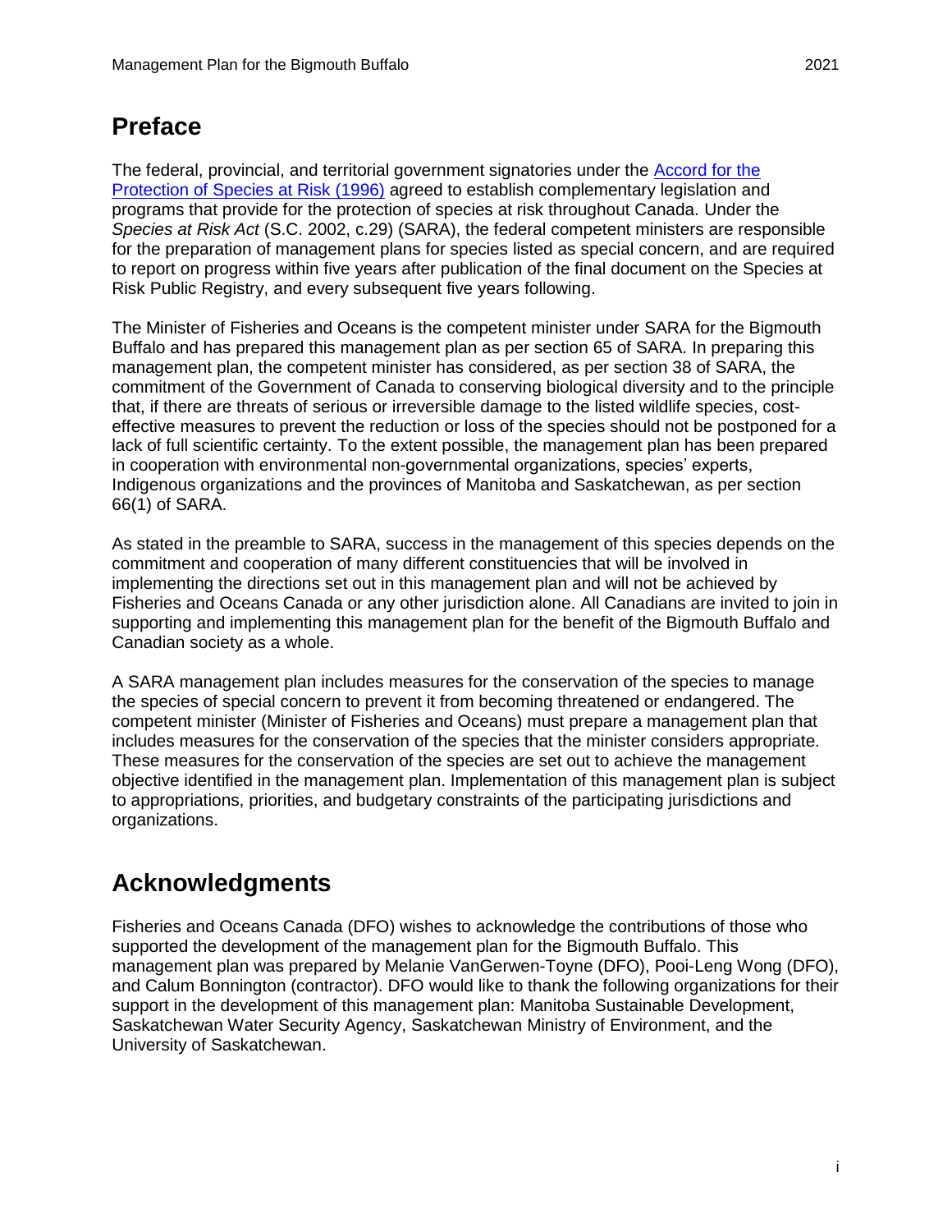## Preface

The federal, provincial, and territorial government signatories under the [Accord for the Protection of Species at Risk (1996)] agreed to establish complementary legislation and programs that provide for the protection of species at risk throughout Canada. Under the *Species at Risk Act* (S.C. 2002, c.29) (SARA), the federal competent ministers are responsible for the preparation of management plans for species listed as special concern, and are required to report on progress within five years after publication of the final document on the Species at Risk Public Registry, and every subsequent five years following.

The Minister of Fisheries and Oceans is the competent minister under SARA for the Bigmouth Buffalo and has prepared this management plan as per section 65 of SARA. In preparing this management plan, the competent minister has considered, as per section 38 of SARA, the commitment of the Government of Canada to conserving biological diversity and to the principle that, if there are threats of serious or irreversible damage to the listed wildlife species, cost-effective measures to prevent the reduction or loss of the species should not be postponed for a lack of full scientific certainty. To the extent possible, the management plan has been prepared in cooperation with environmental non-governmental organizations, species' experts, Indigenous organizations and the provinces of Manitoba and Saskatchewan, as per section 66(1) of SARA.

As stated in the preamble to SARA, success in the management of this species depends on the commitment and cooperation of many different constituencies that will be involved in implementing the directions set out in this management plan and will not be achieved by Fisheries and Oceans Canada or any other jurisdiction alone. All Canadians are invited to join in supporting and implementing this management plan for the benefit of the Bigmouth Buffalo and Canadian society as a whole.

A SARA management plan includes measures for the conservation of the species to manage the species of special concern to prevent it from becoming threatened or endangered. The competent minister (Minister of Fisheries and Oceans) must prepare a management plan that includes measures for the conservation of the species that the minister considers appropriate. These measures for the conservation of the species are set out to achieve the management objective identified in the management plan. Implementation of this management plan is subject to appropriations, priorities, and budgetary constraints of the participating jurisdictions and organizations.

## Acknowledgments

Fisheries and Oceans Canada (DFO) wishes to acknowledge the contributions of those who supported the development of the management plan for the Bigmouth Buffalo. This management plan was prepared by Melanie VanGerwen-Toyne (DFO), Pooi-Leng Wong (DFO), and Calum Bonnington (contractor). DFO would like to thank the following organizations for their support in the development of this management plan: Manitoba Sustainable Development, Saskatchewan Water Security Agency, Saskatchewan Ministry of Environment, and the University of Saskatchewan.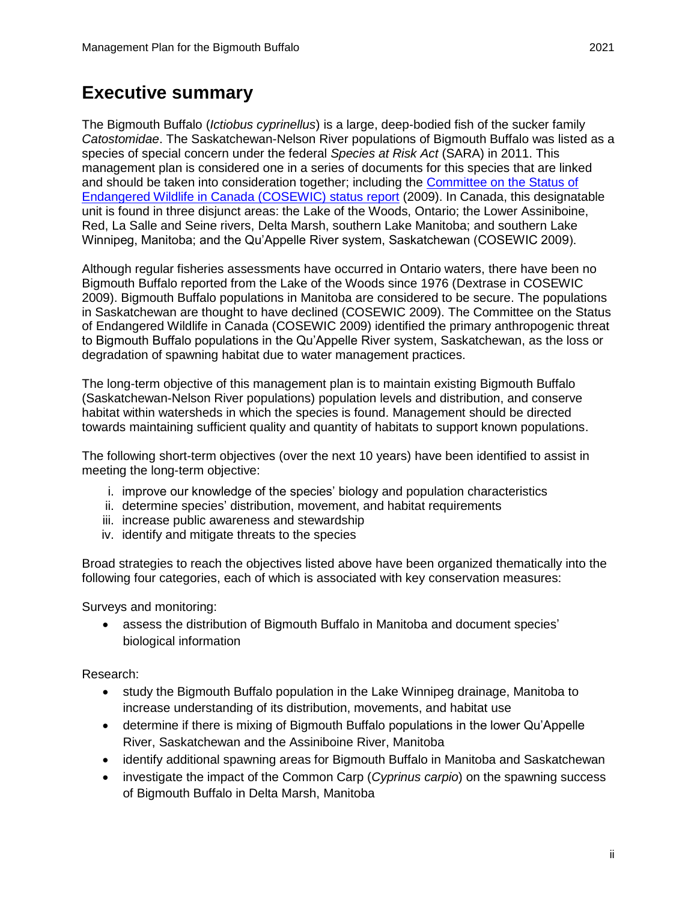# Executive summary

The Bigmouth Buffalo (*Ictiobus cyprinellus*) is a large, deep-bodied fish of the sucker family *Catostomidae*. The Saskatchewan-Nelson River populations of Bigmouth Buffalo was listed as a species of special concern under the federal *Species at Risk Act* (SARA) in 2011. This management plan is considered one in a series of documents for this species that are linked and should be taken into consideration together; including the [Committee on the Status of Endangered Wildlife in Canada (COSEWIC) status report](#) (2009). In Canada, this designatable unit is found in three disjunct areas: the Lake of the Woods, Ontario; the Lower Assiniboine, Red, La Salle and Seine rivers, Delta Marsh, southern Lake Manitoba; and southern Lake Winnipeg, Manitoba; and the Qu'Appelle River system, Saskatchewan (COSEWIC 2009).

Although regular fisheries assessments have occurred in Ontario waters, there have been no Bigmouth Buffalo reported from the Lake of the Woods since 1976 (Dextrase in COSEWIC 2009). Bigmouth Buffalo populations in Manitoba are considered to be secure. The populations in Saskatchewan are thought to have declined (COSEWIC 2009). The Committee on the Status of Endangered Wildlife in Canada (COSEWIC 2009) identified the primary anthropogenic threat to Bigmouth Buffalo populations in the Qu'Appelle River system, Saskatchewan, as the loss or degradation of spawning habitat due to water management practices.

The long-term objective of this management plan is to maintain existing Bigmouth Buffalo (Saskatchewan-Nelson River populations) population levels and distribution, and conserve habitat within watersheds in which the species is found. Management should be directed towards maintaining sufficient quality and quantity of habitats to support known populations.

The following short-term objectives (over the next 10 years) have been identified to assist in meeting the long-term objective:

i. improve our knowledge of the species' biology and population characteristics
ii. determine species' distribution, movement, and habitat requirements
iii. increase public awareness and stewardship
iv. identify and mitigate threats to the species

Broad strategies to reach the objectives listed above have been organized thematically into the following four categories, each of which is associated with key conservation measures:

Surveys and monitoring:

- assess the distribution of Bigmouth Buffalo in Manitoba and document species' biological information

Research:

- study the Bigmouth Buffalo population in the Lake Winnipeg drainage, Manitoba to increase understanding of its distribution, movements, and habitat use
- determine if there is mixing of Bigmouth Buffalo populations in the lower Qu'Appelle River, Saskatchewan and the Assiniboine River, Manitoba
- identify additional spawning areas for Bigmouth Buffalo in Manitoba and Saskatchewan
- investigate the impact of the Common Carp (*Cyprinus carpio*) on the spawning success of Bigmouth Buffalo in Delta Marsh, Manitoba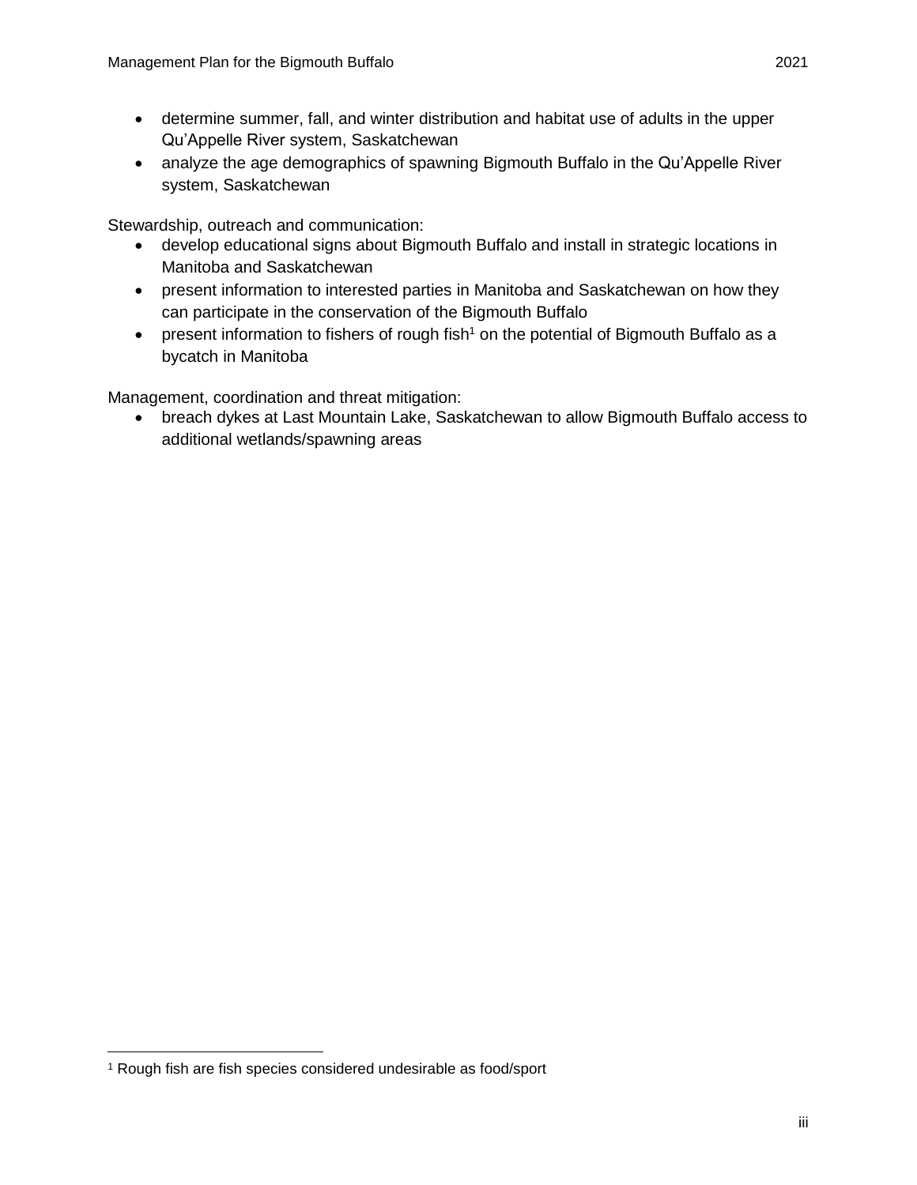- determine summer, fall, and winter distribution and habitat use of adults in the upper Qu'Appelle River system, Saskatchewan
- analyze the age demographics of spawning Bigmouth Buffalo in the Qu'Appelle River system, Saskatchewan

Stewardship, outreach and communication:

- develop educational signs about Bigmouth Buffalo and install in strategic locations in Manitoba and Saskatchewan
- present information to interested parties in Manitoba and Saskatchewan on how they can participate in the conservation of the Bigmouth Buffalo
- present information to fishers of rough fish[1] on the potential of Bigmouth Buffalo as a bycatch in Manitoba

Management, coordination and threat mitigation:

- breach dykes at Last Mountain Lake, Saskatchewan to allow Bigmouth Buffalo access to additional wetlands/spawning areas

---

[1] Rough fish are fish species considered undesirable as food/sport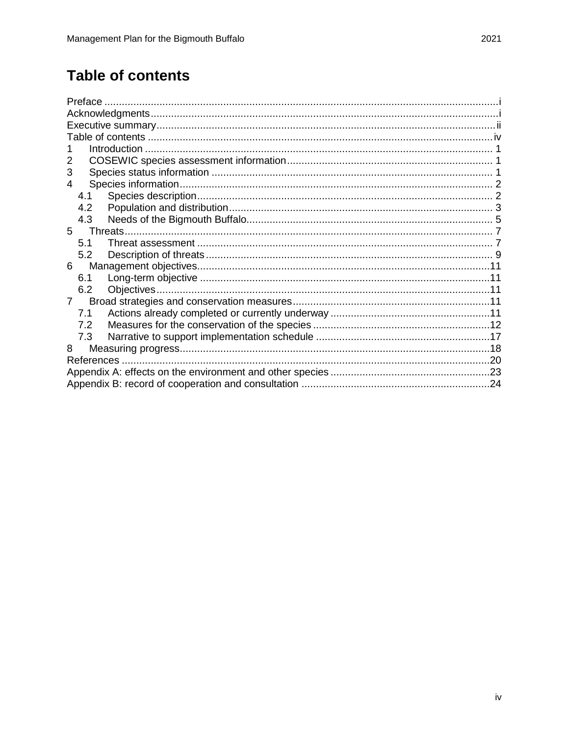# Table of contents

Preface .......... i
Acknowledgments .......... i
Executive summary .......... ii
Table of contents .......... iv
1 Introduction .......... 1
2 COSEWIC species assessment information .......... 1
3 Species status information .......... 1
4 Species information .......... 2
  4.1 Species description .......... 2
  4.2 Population and distribution .......... 3
  4.3 Needs of the Bigmouth Buffalo .......... 5
5 Threats .......... 7
  5.1 Threat assessment .......... 7
  5.2 Description of threats .......... 9
6 Management objectives .......... 11
  6.1 Long-term objective .......... 11
  6.2 Objectives .......... 11
7 Broad strategies and conservation measures .......... 11
  7.1 Actions already completed or currently underway .......... 11
  7.2 Measures for the conservation of the species .......... 12
  7.3 Narrative to support implementation schedule .......... 17
8 Measuring progress .......... 18
References .......... 20
Appendix A: effects on the environment and other species .......... 23
Appendix B: record of cooperation and consultation .......... 24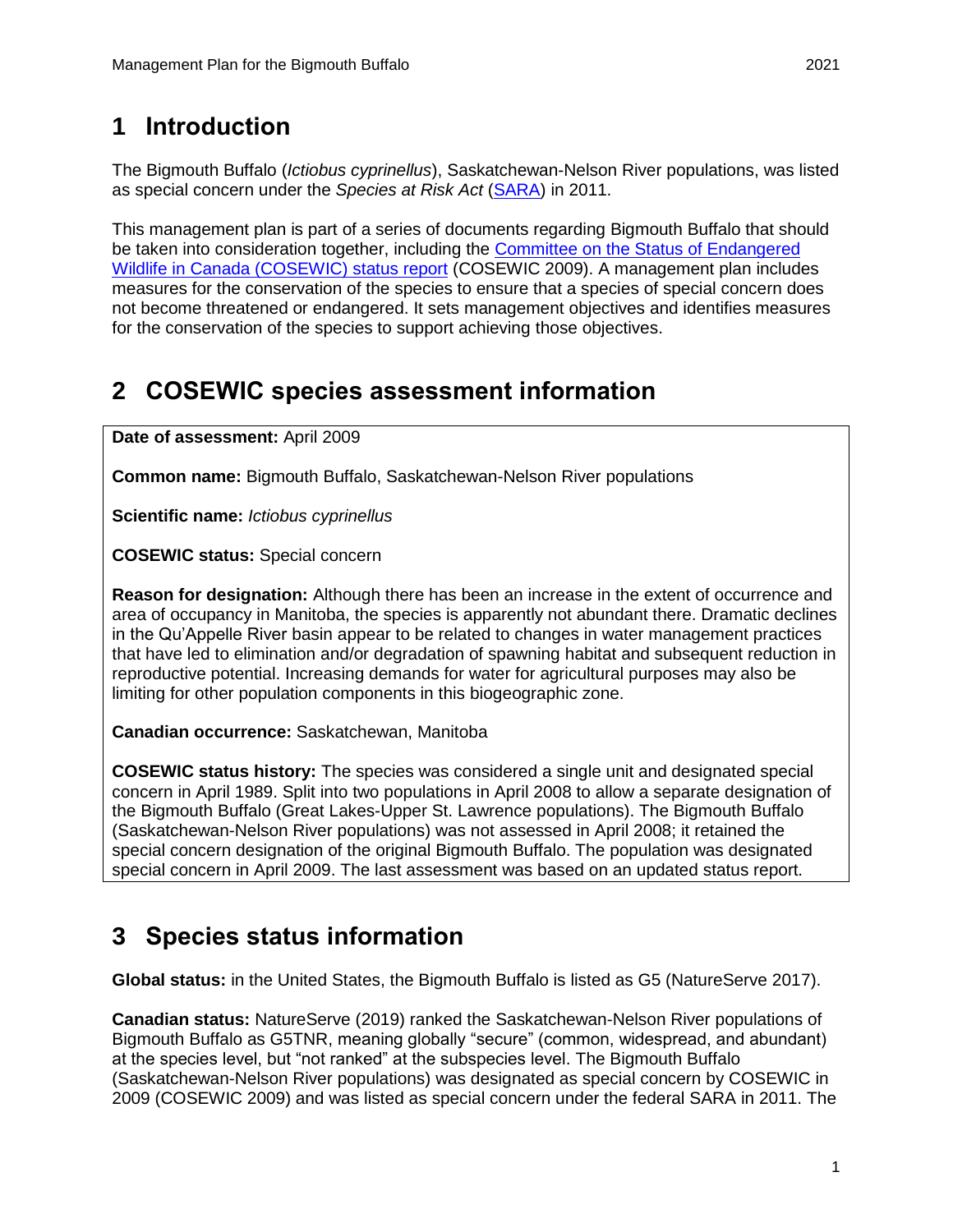# 1 Introduction

The Bigmouth Buffalo (*Ictiobus cyprinellus*), Saskatchewan-Nelson River populations, was listed as special concern under the *Species at Risk Act* (SARA) in 2011.

This management plan is part of a series of documents regarding Bigmouth Buffalo that should be taken into consideration together, including the Committee on the Status of Endangered Wildlife in Canada (COSEWIC) status report (COSEWIC 2009). A management plan includes measures for the conservation of the species to ensure that a species of special concern does not become threatened or endangered. It sets management objectives and identifies measures for the conservation of the species to support achieving those objectives.

# 2 COSEWIC species assessment information

**Date of assessment:** April 2009

**Common name:** Bigmouth Buffalo, Saskatchewan-Nelson River populations

**Scientific name:** *Ictiobus cyprinellus*

**COSEWIC status:** Special concern

**Reason for designation:** Although there has been an increase in the extent of occurrence and area of occupancy in Manitoba, the species is apparently not abundant there. Dramatic declines in the Qu'Appelle River basin appear to be related to changes in water management practices that have led to elimination and/or degradation of spawning habitat and subsequent reduction in reproductive potential. Increasing demands for water for agricultural purposes may also be limiting for other population components in this biogeographic zone.

**Canadian occurrence:** Saskatchewan, Manitoba

**COSEWIC status history:** The species was considered a single unit and designated special concern in April 1989. Split into two populations in April 2008 to allow a separate designation of the Bigmouth Buffalo (Great Lakes-Upper St. Lawrence populations). The Bigmouth Buffalo (Saskatchewan-Nelson River populations) was not assessed in April 2008; it retained the special concern designation of the original Bigmouth Buffalo. The population was designated special concern in April 2009. The last assessment was based on an updated status report.

# 3 Species status information

**Global status:** in the United States, the Bigmouth Buffalo is listed as G5 (NatureServe 2017).

**Canadian status:** NatureServe (2019) ranked the Saskatchewan-Nelson River populations of Bigmouth Buffalo as G5TNR, meaning globally "secure" (common, widespread, and abundant) at the species level, but "not ranked" at the subspecies level. The Bigmouth Buffalo (Saskatchewan-Nelson River populations) was designated as special concern by COSEWIC in 2009 (COSEWIC 2009) and was listed as special concern under the federal SARA in 2011. The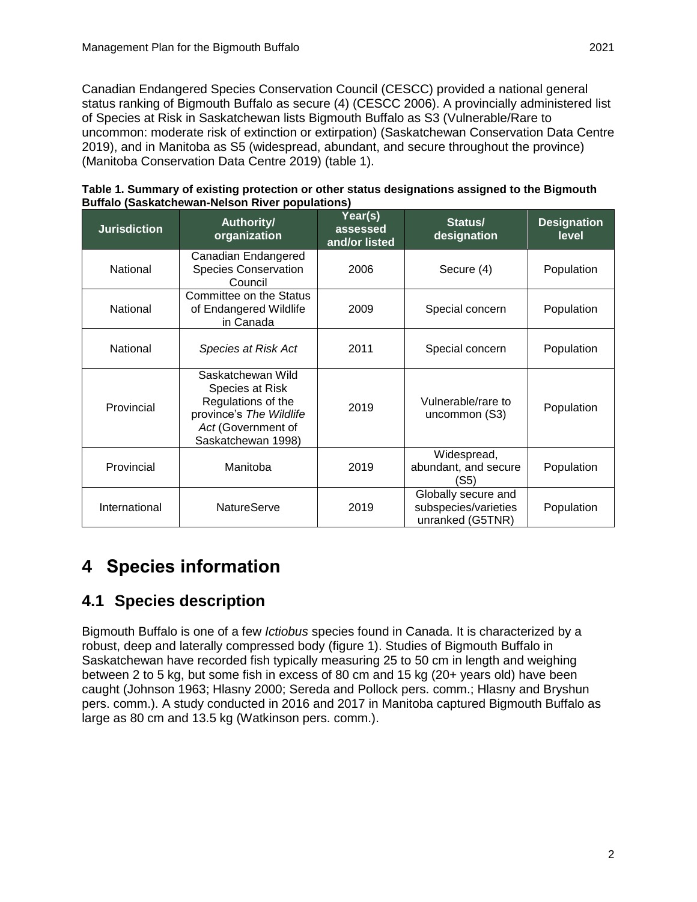Canadian Endangered Species Conservation Council (CESCC) provided a national general status ranking of Bigmouth Buffalo as secure (4) (CESCC 2006). A provincially administered list of Species at Risk in Saskatchewan lists Bigmouth Buffalo as S3 (Vulnerable/Rare to uncommon: moderate risk of extinction or extirpation) (Saskatchewan Conservation Data Centre 2019), and in Manitoba as S5 (widespread, abundant, and secure throughout the province) (Manitoba Conservation Data Centre 2019) (table 1).

**Table 1. Summary of existing protection or other status designations assigned to the Bigmouth Buffalo (Saskatchewan-Nelson River populations)**

| Jurisdiction | Authority/ organization | Year(s) assessed and/or listed | Status/ designation | Designation level |
|---|---|---|---|---|
| National | Canadian Endangered Species Conservation Council | 2006 | Secure (4) | Population |
| National | Committee on the Status of Endangered Wildlife in Canada | 2009 | Special concern | Population |
| National | *Species at Risk Act* | 2011 | Special concern | Population |
| Provincial | Saskatchewan Wild Species at Risk Regulations of the province's *The Wildlife Act* (Government of Saskatchewan 1998) | 2019 | Vulnerable/rare to uncommon (S3) | Population |
| Provincial | Manitoba | 2019 | Widespread, abundant, and secure (S5) | Population |
| International | NatureServe | 2019 | Globally secure and subspecies/varieties unranked (G5TNR) | Population |

# 4 Species information

## 4.1 Species description

Bigmouth Buffalo is one of a few *Ictiobus* species found in Canada. It is characterized by a robust, deep and laterally compressed body (figure 1). Studies of Bigmouth Buffalo in Saskatchewan have recorded fish typically measuring 25 to 50 cm in length and weighing between 2 to 5 kg, but some fish in excess of 80 cm and 15 kg (20+ years old) have been caught (Johnson 1963; Hlasny 2000; Sereda and Pollock pers. comm.; Hlasny and Bryshun pers. comm.). A study conducted in 2016 and 2017 in Manitoba captured Bigmouth Buffalo as large as 80 cm and 13.5 kg (Watkinson pers. comm.).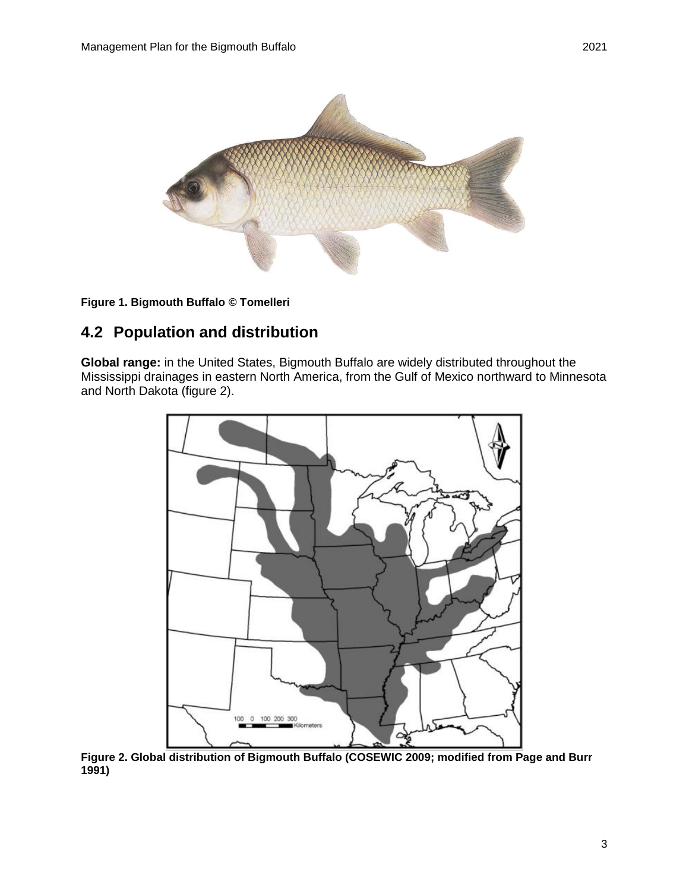Figure 1. Bigmouth Buffalo © Tomelleri

## 4.2 Population and distribution

**Global range:** in the United States, Bigmouth Buffalo are widely distributed throughout the Mississippi drainages in eastern North America, from the Gulf of Mexico northward to Minnesota and North Dakota (figure 2).

**Figure 2. Global distribution of Bigmouth Buffalo (COSEWIC 2009; modified from Page and Burr 1991)**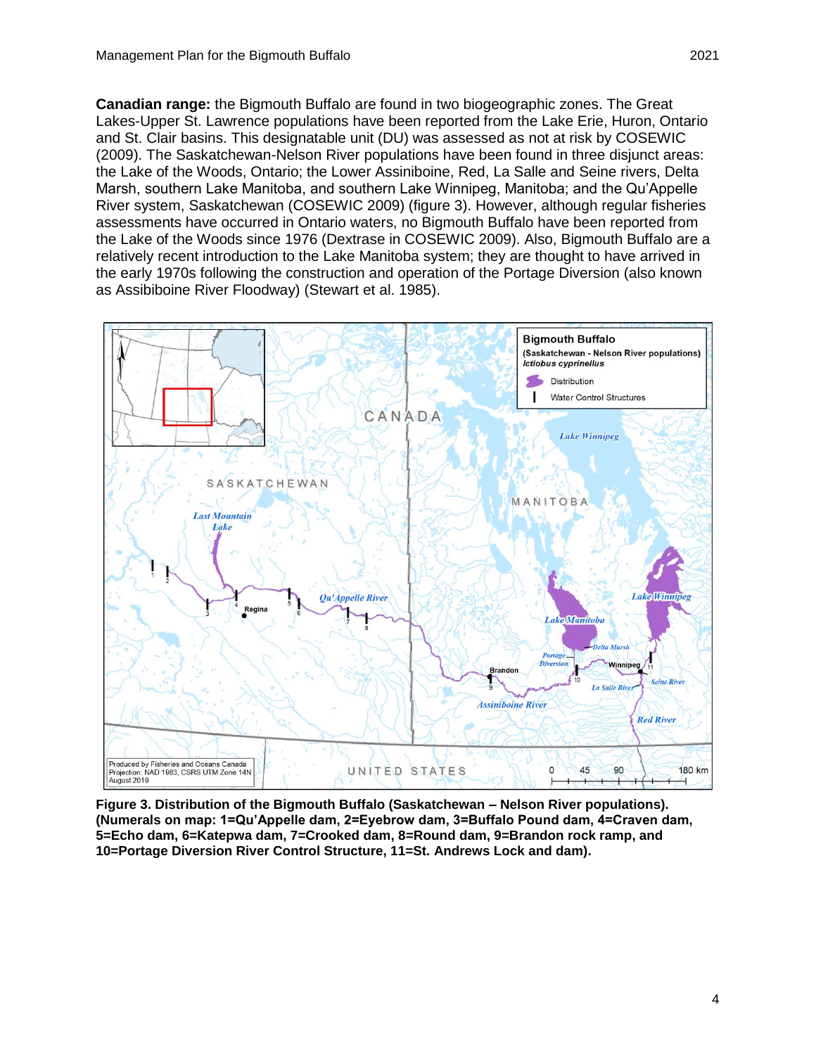**Canadian range:** the Bigmouth Buffalo are found in two biogeographic zones. The Great Lakes-Upper St. Lawrence populations have been reported from the Lake Erie, Huron, Ontario and St. Clair basins. This designatable unit (DU) was assessed as not at risk by COSEWIC (2009). The Saskatchewan-Nelson River populations have been found in three disjunct areas: the Lake of the Woods, Ontario; the Lower Assiniboine, Red, La Salle and Seine rivers, Delta Marsh, southern Lake Manitoba, and southern Lake Winnipeg, Manitoba; and the Qu'Appelle River system, Saskatchewan (COSEWIC 2009) (figure 3). However, although regular fisheries assessments have occurred in Ontario waters, no Bigmouth Buffalo have been reported from the Lake of the Woods since 1976 (Dextrase in COSEWIC 2009). Also, Bigmouth Buffalo are a relatively recent introduction to the Lake Manitoba system; they are thought to have arrived in the early 1970s following the construction and operation of the Portage Diversion (also known as Assibiboine River Floodway) (Stewart et al. 1985).

**Figure 3. Distribution of the Bigmouth Buffalo (Saskatchewan – Nelson River populations). (Numerals on map: 1=Qu'Appelle dam, 2=Eyebrow dam, 3=Buffalo Pound dam, 4=Craven dam, 5=Echo dam, 6=Katepwa dam, 7=Crooked dam, 8=Round dam, 9=Brandon rock ramp, and 10=Portage Diversion River Control Structure, 11=St. Andrews Lock and dam).**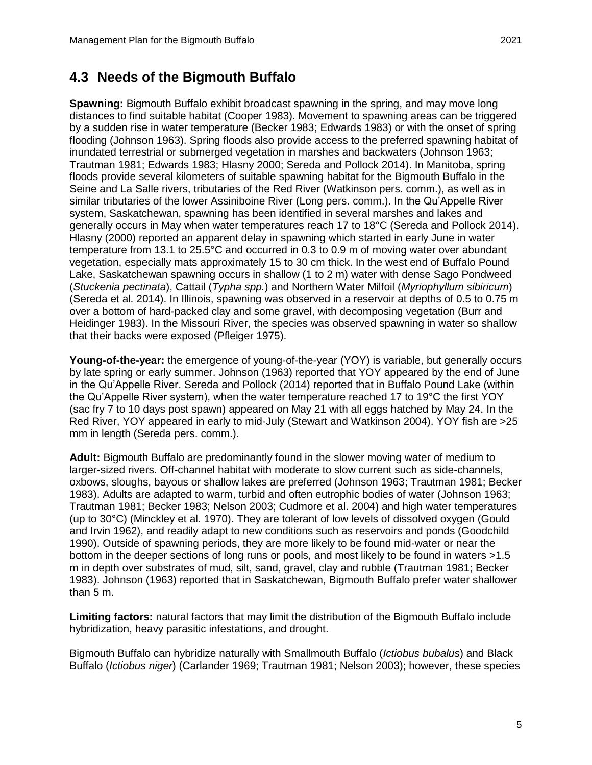## 4.3 Needs of the Bigmouth Buffalo

**Spawning:** Bigmouth Buffalo exhibit broadcast spawning in the spring, and may move long distances to find suitable habitat (Cooper 1983). Movement to spawning areas can be triggered by a sudden rise in water temperature (Becker 1983; Edwards 1983) or with the onset of spring flooding (Johnson 1963). Spring floods also provide access to the preferred spawning habitat of inundated terrestrial or submerged vegetation in marshes and backwaters (Johnson 1963; Trautman 1981; Edwards 1983; Hlasny 2000; Sereda and Pollock 2014). In Manitoba, spring floods provide several kilometers of suitable spawning habitat for the Bigmouth Buffalo in the Seine and La Salle rivers, tributaries of the Red River (Watkinson pers. comm.), as well as in similar tributaries of the lower Assiniboine River (Long pers. comm.). In the Qu'Appelle River system, Saskatchewan, spawning has been identified in several marshes and lakes and generally occurs in May when water temperatures reach 17 to 18°C (Sereda and Pollock 2014). Hlasny (2000) reported an apparent delay in spawning which started in early June in water temperature from 13.1 to 25.5°C and occurred in 0.3 to 0.9 m of moving water over abundant vegetation, especially mats approximately 15 to 30 cm thick. In the west end of Buffalo Pound Lake, Saskatchewan spawning occurs in shallow (1 to 2 m) water with dense Sago Pondweed (*Stuckenia pectinata*), Cattail (*Typha spp.*) and Northern Water Milfoil (*Myriophyllum sibiricum*) (Sereda et al. 2014). In Illinois, spawning was observed in a reservoir at depths of 0.5 to 0.75 m over a bottom of hard-packed clay and some gravel, with decomposing vegetation (Burr and Heidinger 1983). In the Missouri River, the species was observed spawning in water so shallow that their backs were exposed (Pfleiger 1975).

**Young-of-the-year:** the emergence of young-of-the-year (YOY) is variable, but generally occurs by late spring or early summer. Johnson (1963) reported that YOY appeared by the end of June in the Qu'Appelle River. Sereda and Pollock (2014) reported that in Buffalo Pound Lake (within the Qu'Appelle River system), when the water temperature reached 17 to 19°C the first YOY (sac fry 7 to 10 days post spawn) appeared on May 21 with all eggs hatched by May 24. In the Red River, YOY appeared in early to mid-July (Stewart and Watkinson 2004). YOY fish are >25 mm in length (Sereda pers. comm.).

**Adult:** Bigmouth Buffalo are predominantly found in the slower moving water of medium to larger-sized rivers. Off-channel habitat with moderate to slow current such as side-channels, oxbows, sloughs, bayous or shallow lakes are preferred (Johnson 1963; Trautman 1981; Becker 1983). Adults are adapted to warm, turbid and often eutrophic bodies of water (Johnson 1963; Trautman 1981; Becker 1983; Nelson 2003; Cudmore et al. 2004) and high water temperatures (up to 30°C) (Minckley et al. 1970). They are tolerant of low levels of dissolved oxygen (Gould and Irvin 1962), and readily adapt to new conditions such as reservoirs and ponds (Goodchild 1990). Outside of spawning periods, they are more likely to be found mid-water or near the bottom in the deeper sections of long runs or pools, and most likely to be found in waters >1.5 m in depth over substrates of mud, silt, sand, gravel, clay and rubble (Trautman 1981; Becker 1983). Johnson (1963) reported that in Saskatchewan, Bigmouth Buffalo prefer water shallower than 5 m.

**Limiting factors:** natural factors that may limit the distribution of the Bigmouth Buffalo include hybridization, heavy parasitic infestations, and drought.

Bigmouth Buffalo can hybridize naturally with Smallmouth Buffalo (*Ictiobus bubalus*) and Black Buffalo (*Ictiobus niger*) (Carlander 1969; Trautman 1981; Nelson 2003); however, these species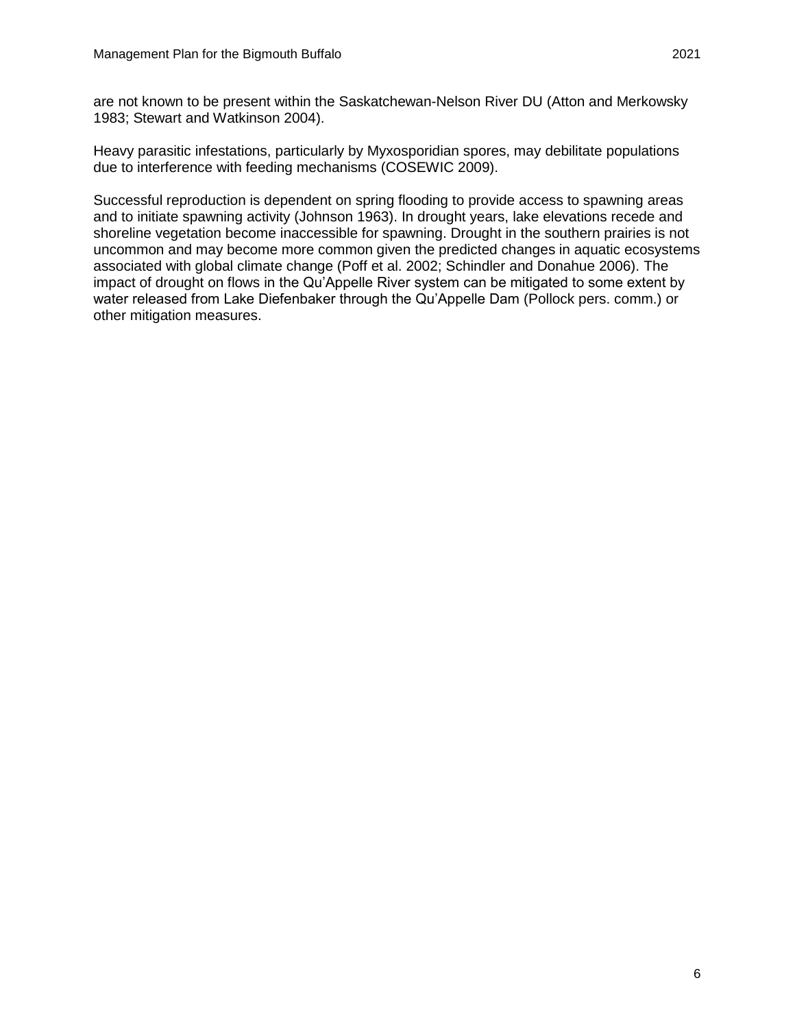are not known to be present within the Saskatchewan-Nelson River DU (Atton and Merkowsky 1983; Stewart and Watkinson 2004).

Heavy parasitic infestations, particularly by Myxosporidian spores, may debilitate populations due to interference with feeding mechanisms (COSEWIC 2009).

Successful reproduction is dependent on spring flooding to provide access to spawning areas and to initiate spawning activity (Johnson 1963). In drought years, lake elevations recede and shoreline vegetation become inaccessible for spawning. Drought in the southern prairies is not uncommon and may become more common given the predicted changes in aquatic ecosystems associated with global climate change (Poff et al. 2002; Schindler and Donahue 2006). The impact of drought on flows in the Qu'Appelle River system can be mitigated to some extent by water released from Lake Diefenbaker through the Qu'Appelle Dam (Pollock pers. comm.) or other mitigation measures.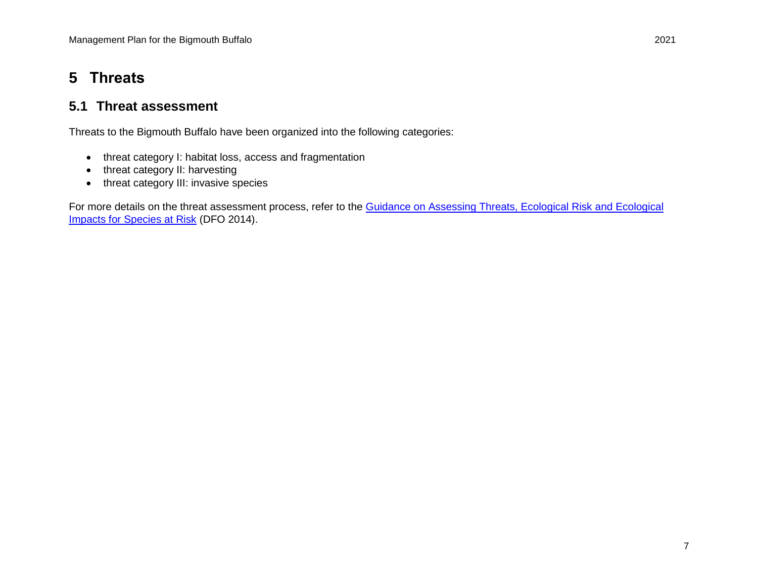# 5 Threats

## 5.1 Threat assessment

Threats to the Bigmouth Buffalo have been organized into the following categories:

- threat category I: habitat loss, access and fragmentation
- threat category II: harvesting
- threat category III: invasive species

For more details on the threat assessment process, refer to the Guidance on Assessing Threats, Ecological Risk and Ecological Impacts for Species at Risk (DFO 2014).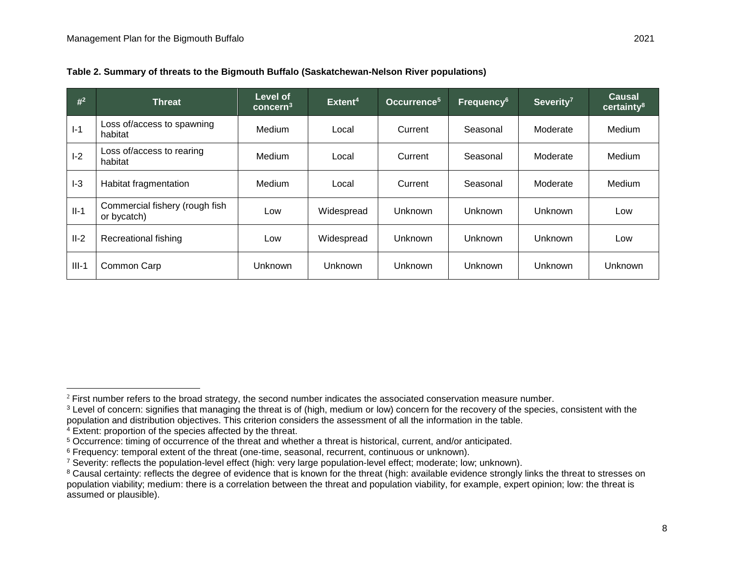**Table 2. Summary of threats to the Bigmouth Buffalo (Saskatchewan-Nelson River populations)**

| #[2] | Threat | Level of concern[3] | Extent[4] | Occurrence[5] | Frequency[6] | Severity[7] | Causal certainty[8] |
|---|---|---|---|---|---|---|---|
| I-1 | Loss of/access to spawning habitat | Medium | Local | Current | Seasonal | Moderate | Medium |
| I-2 | Loss of/access to rearing habitat | Medium | Local | Current | Seasonal | Moderate | Medium |
| I-3 | Habitat fragmentation | Medium | Local | Current | Seasonal | Moderate | Medium |
| II-1 | Commercial fishery (rough fish or bycatch) | Low | Widespread | Unknown | Unknown | Unknown | Low |
| II-2 | Recreational fishing | Low | Widespread | Unknown | Unknown | Unknown | Low |
| III-1 | Common Carp | Unknown | Unknown | Unknown | Unknown | Unknown | Unknown |

[2] First number refers to the broad strategy, the second number indicates the associated conservation measure number.

[3] Level of concern: signifies that managing the threat is of (high, medium or low) concern for the recovery of the species, consistent with the population and distribution objectives. This criterion considers the assessment of all the information in the table.

[4] Extent: proportion of the species affected by the threat.

[5] Occurrence: timing of occurrence of the threat and whether a threat is historical, current, and/or anticipated.

[6] Frequency: temporal extent of the threat (one-time, seasonal, recurrent, continuous or unknown).

[7] Severity: reflects the population-level effect (high: very large population-level effect; moderate; low; unknown).

[8] Causal certainty: reflects the degree of evidence that is known for the threat (high: available evidence strongly links the threat to stresses on population viability; medium: there is a correlation between the threat and population viability, for example, expert opinion; low: the threat is assumed or plausible).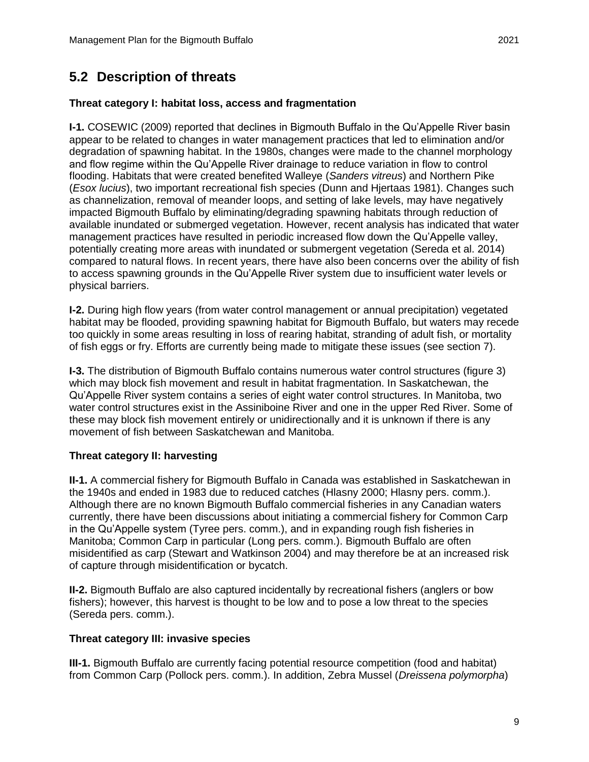## 5.2 Description of threats

**Threat category I: habitat loss, access and fragmentation**

**I-1.** COSEWIC (2009) reported that declines in Bigmouth Buffalo in the Qu'Appelle River basin appear to be related to changes in water management practices that led to elimination and/or degradation of spawning habitat. In the 1980s, changes were made to the channel morphology and flow regime within the Qu'Appelle River drainage to reduce variation in flow to control flooding. Habitats that were created benefited Walleye (*Sanders vitreus*) and Northern Pike (*Esox lucius*), two important recreational fish species (Dunn and Hjertaas 1981). Changes such as channelization, removal of meander loops, and setting of lake levels, may have negatively impacted Bigmouth Buffalo by eliminating/degrading spawning habitats through reduction of available inundated or submerged vegetation. However, recent analysis has indicated that water management practices have resulted in periodic increased flow down the Qu'Appelle valley, potentially creating more areas with inundated or submergent vegetation (Sereda et al. 2014) compared to natural flows. In recent years, there have also been concerns over the ability of fish to access spawning grounds in the Qu'Appelle River system due to insufficient water levels or physical barriers.

**I-2.** During high flow years (from water control management or annual precipitation) vegetated habitat may be flooded, providing spawning habitat for Bigmouth Buffalo, but waters may recede too quickly in some areas resulting in loss of rearing habitat, stranding of adult fish, or mortality of fish eggs or fry. Efforts are currently being made to mitigate these issues (see section 7).

**I-3.** The distribution of Bigmouth Buffalo contains numerous water control structures (figure 3) which may block fish movement and result in habitat fragmentation. In Saskatchewan, the Qu'Appelle River system contains a series of eight water control structures. In Manitoba, two water control structures exist in the Assiniboine River and one in the upper Red River. Some of these may block fish movement entirely or unidirectionally and it is unknown if there is any movement of fish between Saskatchewan and Manitoba.

**Threat category II: harvesting**

**II-1.** A commercial fishery for Bigmouth Buffalo in Canada was established in Saskatchewan in the 1940s and ended in 1983 due to reduced catches (Hlasny 2000; Hlasny pers. comm.). Although there are no known Bigmouth Buffalo commercial fisheries in any Canadian waters currently, there have been discussions about initiating a commercial fishery for Common Carp in the Qu'Appelle system (Tyree pers. comm.), and in expanding rough fish fisheries in Manitoba; Common Carp in particular (Long pers. comm.). Bigmouth Buffalo are often misidentified as carp (Stewart and Watkinson 2004) and may therefore be at an increased risk of capture through misidentification or bycatch.

**II-2.** Bigmouth Buffalo are also captured incidentally by recreational fishers (anglers or bow fishers); however, this harvest is thought to be low and to pose a low threat to the species (Sereda pers. comm.).

**Threat category III: invasive species**

**III-1.** Bigmouth Buffalo are currently facing potential resource competition (food and habitat) from Common Carp (Pollock pers. comm.). In addition, Zebra Mussel (*Dreissena polymorpha*)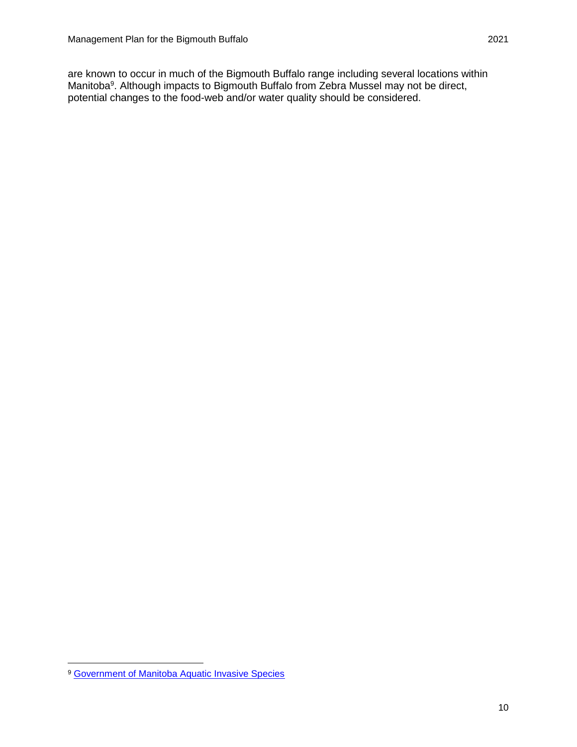are known to occur in much of the Bigmouth Buffalo range including several locations within Manitoba[9]. Although impacts to Bigmouth Buffalo from Zebra Mussel may not be direct, potential changes to the food-web and/or water quality should be considered.

---

[9] Government of Manitoba Aquatic Invasive Species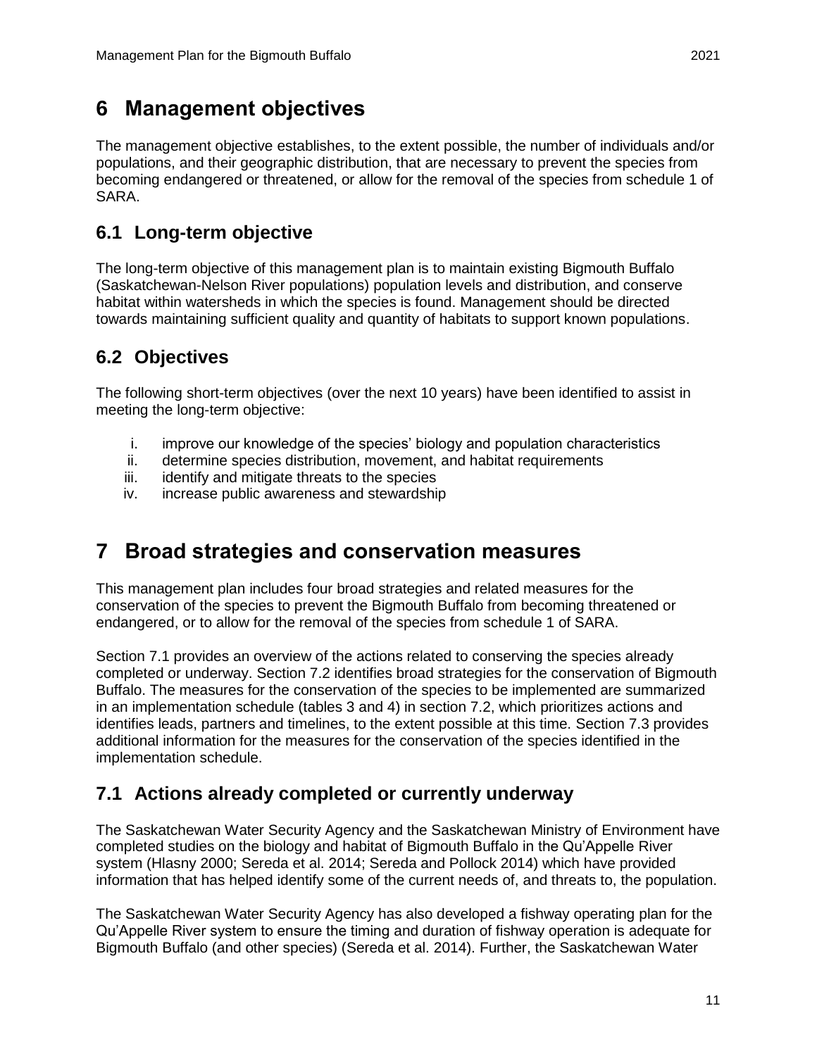# 6 Management objectives

The management objective establishes, to the extent possible, the number of individuals and/or populations, and their geographic distribution, that are necessary to prevent the species from becoming endangered or threatened, or allow for the removal of the species from schedule 1 of SARA.

## 6.1 Long-term objective

The long-term objective of this management plan is to maintain existing Bigmouth Buffalo (Saskatchewan-Nelson River populations) population levels and distribution, and conserve habitat within watersheds in which the species is found. Management should be directed towards maintaining sufficient quality and quantity of habitats to support known populations.

## 6.2 Objectives

The following short-term objectives (over the next 10 years) have been identified to assist in meeting the long-term objective:

i. improve our knowledge of the species' biology and population characteristics
ii. determine species distribution, movement, and habitat requirements
iii. identify and mitigate threats to the species
iv. increase public awareness and stewardship

# 7 Broad strategies and conservation measures

This management plan includes four broad strategies and related measures for the conservation of the species to prevent the Bigmouth Buffalo from becoming threatened or endangered, or to allow for the removal of the species from schedule 1 of SARA.

Section 7.1 provides an overview of the actions related to conserving the species already completed or underway. Section 7.2 identifies broad strategies for the conservation of Bigmouth Buffalo. The measures for the conservation of the species to be implemented are summarized in an implementation schedule (tables 3 and 4) in section 7.2, which prioritizes actions and identifies leads, partners and timelines, to the extent possible at this time. Section 7.3 provides additional information for the measures for the conservation of the species identified in the implementation schedule.

## 7.1 Actions already completed or currently underway

The Saskatchewan Water Security Agency and the Saskatchewan Ministry of Environment have completed studies on the biology and habitat of Bigmouth Buffalo in the Qu'Appelle River system (Hlasny 2000; Sereda et al. 2014; Sereda and Pollock 2014) which have provided information that has helped identify some of the current needs of, and threats to, the population.

The Saskatchewan Water Security Agency has also developed a fishway operating plan for the Qu'Appelle River system to ensure the timing and duration of fishway operation is adequate for Bigmouth Buffalo (and other species) (Sereda et al. 2014). Further, the Saskatchewan Water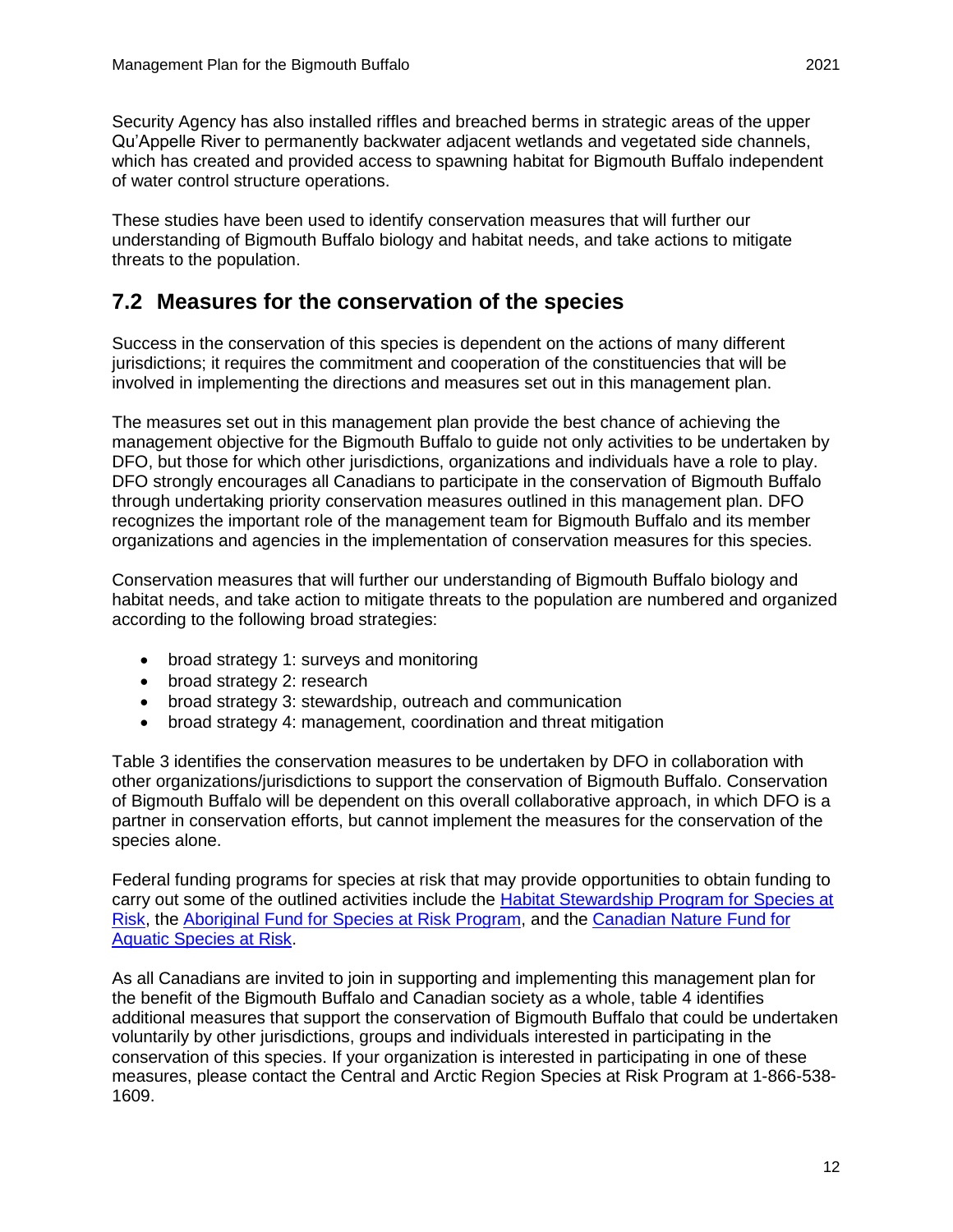Security Agency has also installed riffles and breached berms in strategic areas of the upper Qu'Appelle River to permanently backwater adjacent wetlands and vegetated side channels, which has created and provided access to spawning habitat for Bigmouth Buffalo independent of water control structure operations.

These studies have been used to identify conservation measures that will further our understanding of Bigmouth Buffalo biology and habitat needs, and take actions to mitigate threats to the population.

## 7.2 Measures for the conservation of the species

Success in the conservation of this species is dependent on the actions of many different jurisdictions; it requires the commitment and cooperation of the constituencies that will be involved in implementing the directions and measures set out in this management plan.

The measures set out in this management plan provide the best chance of achieving the management objective for the Bigmouth Buffalo to guide not only activities to be undertaken by DFO, but those for which other jurisdictions, organizations and individuals have a role to play. DFO strongly encourages all Canadians to participate in the conservation of Bigmouth Buffalo through undertaking priority conservation measures outlined in this management plan. DFO recognizes the important role of the management team for Bigmouth Buffalo and its member organizations and agencies in the implementation of conservation measures for this species.

Conservation measures that will further our understanding of Bigmouth Buffalo biology and habitat needs, and take action to mitigate threats to the population are numbered and organized according to the following broad strategies:

- broad strategy 1: surveys and monitoring
- broad strategy 2: research
- broad strategy 3: stewardship, outreach and communication
- broad strategy 4: management, coordination and threat mitigation

Table 3 identifies the conservation measures to be undertaken by DFO in collaboration with other organizations/jurisdictions to support the conservation of Bigmouth Buffalo. Conservation of Bigmouth Buffalo will be dependent on this overall collaborative approach, in which DFO is a partner in conservation efforts, but cannot implement the measures for the conservation of the species alone.

Federal funding programs for species at risk that may provide opportunities to obtain funding to carry out some of the outlined activities include the Habitat Stewardship Program for Species at Risk, the Aboriginal Fund for Species at Risk Program, and the Canadian Nature Fund for Aquatic Species at Risk.

As all Canadians are invited to join in supporting and implementing this management plan for the benefit of the Bigmouth Buffalo and Canadian society as a whole, table 4 identifies additional measures that support the conservation of Bigmouth Buffalo that could be undertaken voluntarily by other jurisdictions, groups and individuals interested in participating in the conservation of this species. If your organization is interested in participating in one of these measures, please contact the Central and Arctic Region Species at Risk Program at 1-866-538-1609.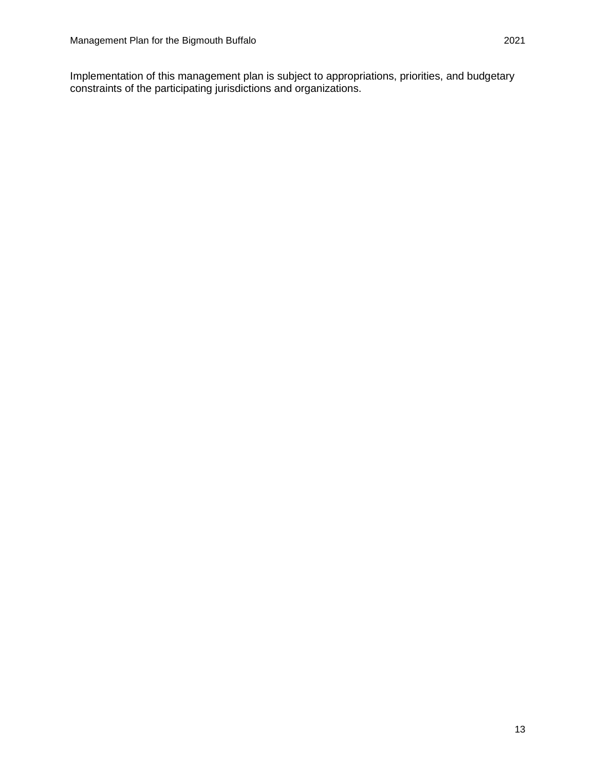Implementation of this management plan is subject to appropriations, priorities, and budgetary constraints of the participating jurisdictions and organizations.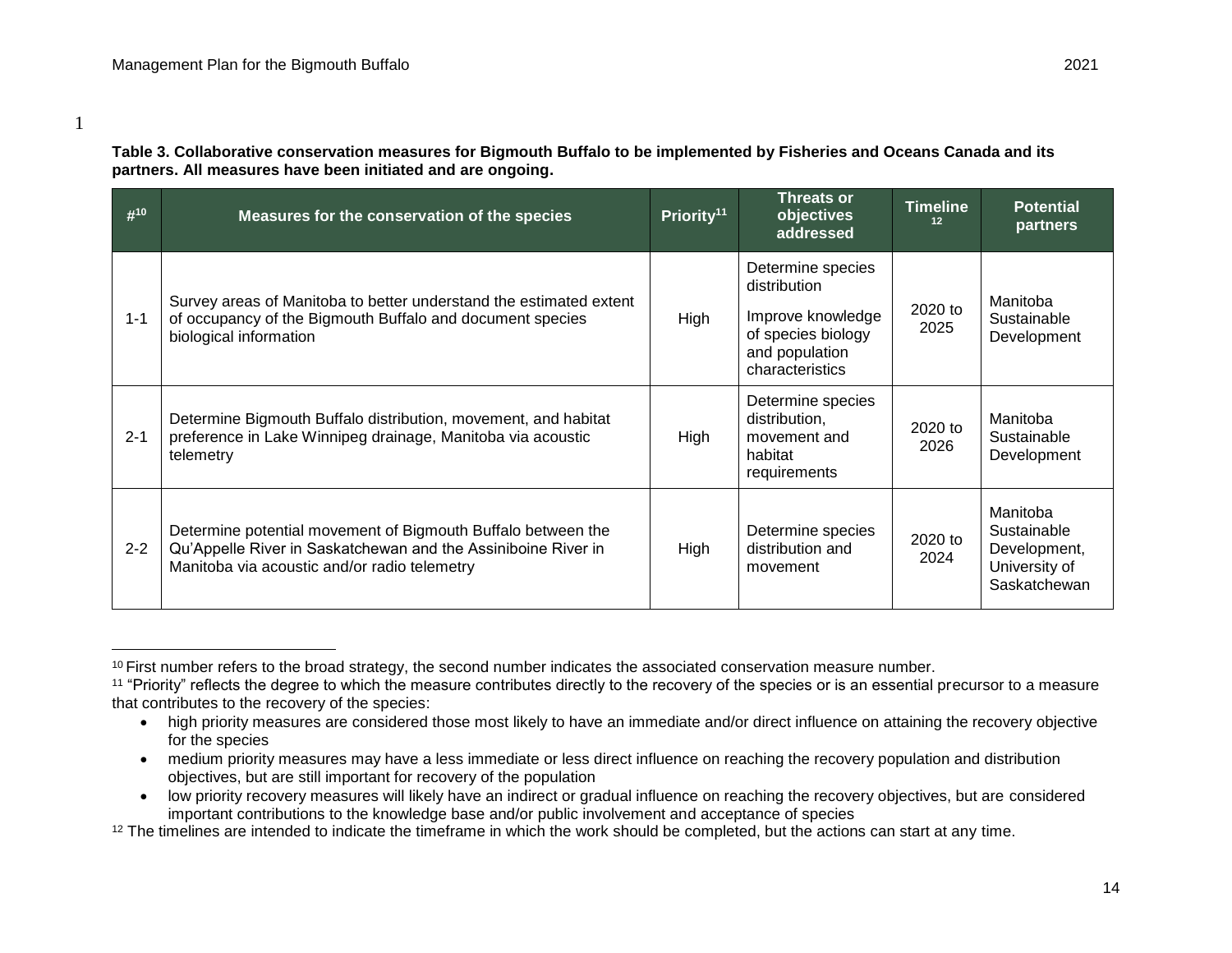**Table 3. Collaborative conservation measures for Bigmouth Buffalo to be implemented by Fisheries and Oceans Canada and its partners. All measures have been initiated and are ongoing.**

| #[10] | Measures for the conservation of the species | Priority[11] | Threats or objectives addressed | Timeline[12] | Potential partners |
|---|---|---|---|---|---|
| 1-1 | Survey areas of Manitoba to better understand the estimated extent of occupancy of the Bigmouth Buffalo and document species biological information | High | Determine species distribution<br><br>Improve knowledge of species biology and population characteristics | 2020 to 2025 | Manitoba Sustainable Development |
| 2-1 | Determine Bigmouth Buffalo distribution, movement, and habitat preference in Lake Winnipeg drainage, Manitoba via acoustic telemetry | High | Determine species distribution, movement and habitat requirements | 2020 to 2026 | Manitoba Sustainable Development |
| 2-2 | Determine potential movement of Bigmouth Buffalo between the Qu'Appelle River in Saskatchewan and the Assiniboine River in Manitoba via acoustic and/or radio telemetry | High | Determine species distribution and movement | 2020 to 2024 | Manitoba Sustainable Development, University of Saskatchewan |

[10] First number refers to the broad strategy, the second number indicates the associated conservation measure number.

[11] "Priority" reflects the degree to which the measure contributes directly to the recovery of the species or is an essential precursor to a measure that contributes to the recovery of the species:

- high priority measures are considered those most likely to have an immediate and/or direct influence on attaining the recovery objective for the species
- medium priority measures may have a less immediate or less direct influence on reaching the recovery population and distribution objectives, but are still important for recovery of the population
- low priority recovery measures will likely have an indirect or gradual influence on reaching the recovery objectives, but are considered important contributions to the knowledge base and/or public involvement and acceptance of species

[12] The timelines are intended to indicate the timeframe in which the work should be completed, but the actions can start at any time.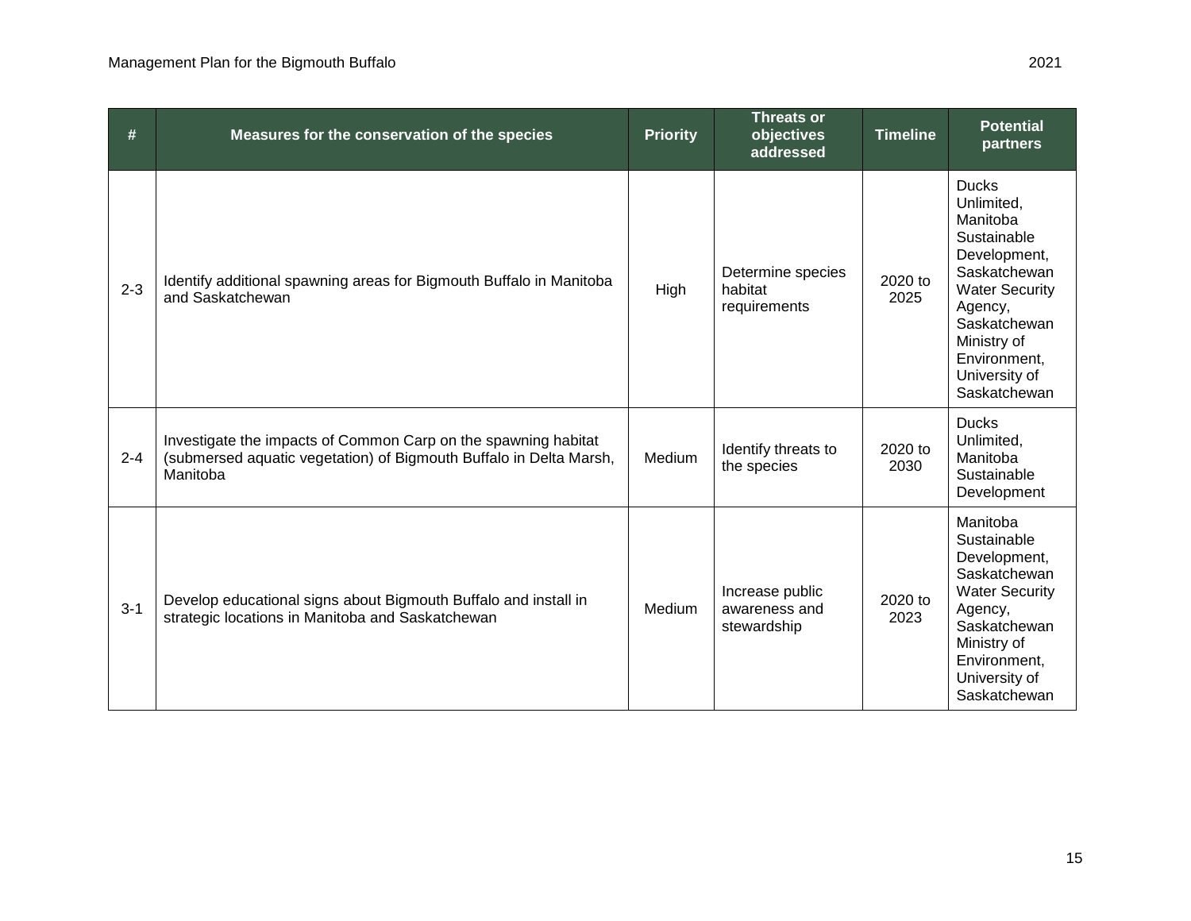| # | Measures for the conservation of the species | Priority | Threats or objectives addressed | Timeline | Potential partners |
|---|---|---|---|---|---|
| 2-3 | Identify additional spawning areas for Bigmouth Buffalo in Manitoba and Saskatchewan | High | Determine species habitat requirements | 2020 to 2025 | Ducks Unlimited, Manitoba Sustainable Development, Saskatchewan Water Security Agency, Saskatchewan Ministry of Environment, University of Saskatchewan |
| 2-4 | Investigate the impacts of Common Carp on the spawning habitat (submersed aquatic vegetation) of Bigmouth Buffalo in Delta Marsh, Manitoba | Medium | Identify threats to the species | 2020 to 2030 | Ducks Unlimited, Manitoba Sustainable Development |
| 3-1 | Develop educational signs about Bigmouth Buffalo and install in strategic locations in Manitoba and Saskatchewan | Medium | Increase public awareness and stewardship | 2020 to 2023 | Manitoba Sustainable Development, Saskatchewan Water Security Agency, Saskatchewan Ministry of Environment, University of Saskatchewan |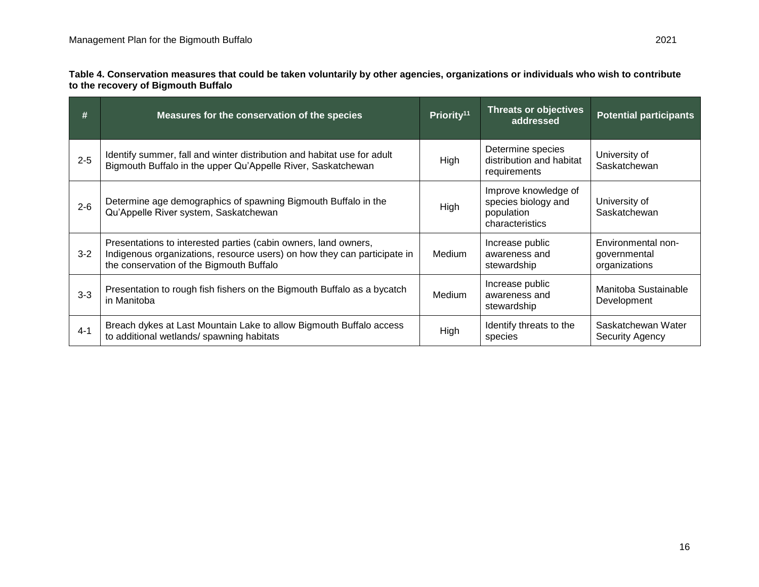**Table 4. Conservation measures that could be taken voluntarily by other agencies, organizations or individuals who wish to contribute to the recovery of Bigmouth Buffalo**

| # | Measures for the conservation of the species | Priority[11] | Threats or objectives addressed | Potential participants |
|---|---|---|---|---|
| 2-5 | Identify summer, fall and winter distribution and habitat use for adult Bigmouth Buffalo in the upper Qu'Appelle River, Saskatchewan | High | Determine species distribution and habitat requirements | University of Saskatchewan |
| 2-6 | Determine age demographics of spawning Bigmouth Buffalo in the Qu'Appelle River system, Saskatchewan | High | Improve knowledge of species biology and population characteristics | University of Saskatchewan |
| 3-2 | Presentations to interested parties (cabin owners, land owners, Indigenous organizations, resource users) on how they can participate in the conservation of the Bigmouth Buffalo | Medium | Increase public awareness and stewardship | Environmental non-governmental organizations |
| 3-3 | Presentation to rough fish fishers on the Bigmouth Buffalo as a bycatch in Manitoba | Medium | Increase public awareness and stewardship | Manitoba Sustainable Development |
| 4-1 | Breach dykes at Last Mountain Lake to allow Bigmouth Buffalo access to additional wetlands/ spawning habitats | High | Identify threats to the species | Saskatchewan Water Security Agency |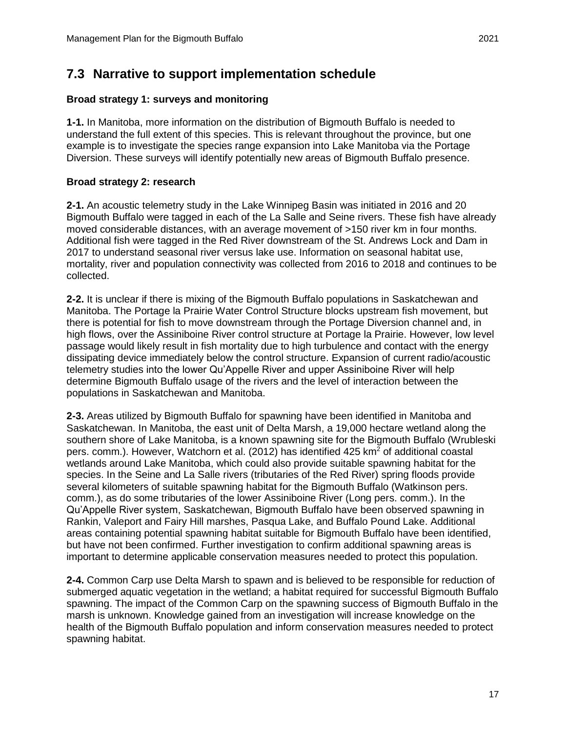## 7.3 Narrative to support implementation schedule

**Broad strategy 1: surveys and monitoring**

**1-1.** In Manitoba, more information on the distribution of Bigmouth Buffalo is needed to understand the full extent of this species. This is relevant throughout the province, but one example is to investigate the species range expansion into Lake Manitoba via the Portage Diversion. These surveys will identify potentially new areas of Bigmouth Buffalo presence.

**Broad strategy 2: research**

**2-1.** An acoustic telemetry study in the Lake Winnipeg Basin was initiated in 2016 and 20 Bigmouth Buffalo were tagged in each of the La Salle and Seine rivers. These fish have already moved considerable distances, with an average movement of >150 river km in four months. Additional fish were tagged in the Red River downstream of the St. Andrews Lock and Dam in 2017 to understand seasonal river versus lake use. Information on seasonal habitat use, mortality, river and population connectivity was collected from 2016 to 2018 and continues to be collected.

**2-2.** It is unclear if there is mixing of the Bigmouth Buffalo populations in Saskatchewan and Manitoba. The Portage la Prairie Water Control Structure blocks upstream fish movement, but there is potential for fish to move downstream through the Portage Diversion channel and, in high flows, over the Assiniboine River control structure at Portage la Prairie. However, low level passage would likely result in fish mortality due to high turbulence and contact with the energy dissipating device immediately below the control structure. Expansion of current radio/acoustic telemetry studies into the lower Qu'Appelle River and upper Assiniboine River will help determine Bigmouth Buffalo usage of the rivers and the level of interaction between the populations in Saskatchewan and Manitoba.

**2-3.** Areas utilized by Bigmouth Buffalo for spawning have been identified in Manitoba and Saskatchewan. In Manitoba, the east unit of Delta Marsh, a 19,000 hectare wetland along the southern shore of Lake Manitoba, is a known spawning site for the Bigmouth Buffalo (Wrubleski pers. comm.). However, Watchorn et al. (2012) has identified 425 $km^2$ of additional coastal wetlands around Lake Manitoba, which could also provide suitable spawning habitat for the species. In the Seine and La Salle rivers (tributaries of the Red River) spring floods provide several kilometers of suitable spawning habitat for the Bigmouth Buffalo (Watkinson pers. comm.), as do some tributaries of the lower Assiniboine River (Long pers. comm.). In the Qu'Appelle River system, Saskatchewan, Bigmouth Buffalo have been observed spawning in Rankin, Valeport and Fairy Hill marshes, Pasqua Lake, and Buffalo Pound Lake. Additional areas containing potential spawning habitat suitable for Bigmouth Buffalo have been identified, but have not been confirmed. Further investigation to confirm additional spawning areas is important to determine applicable conservation measures needed to protect this population.

**2-4.** Common Carp use Delta Marsh to spawn and is believed to be responsible for reduction of submerged aquatic vegetation in the wetland; a habitat required for successful Bigmouth Buffalo spawning. The impact of the Common Carp on the spawning success of Bigmouth Buffalo in the marsh is unknown. Knowledge gained from an investigation will increase knowledge on the health of the Bigmouth Buffalo population and inform conservation measures needed to protect spawning habitat.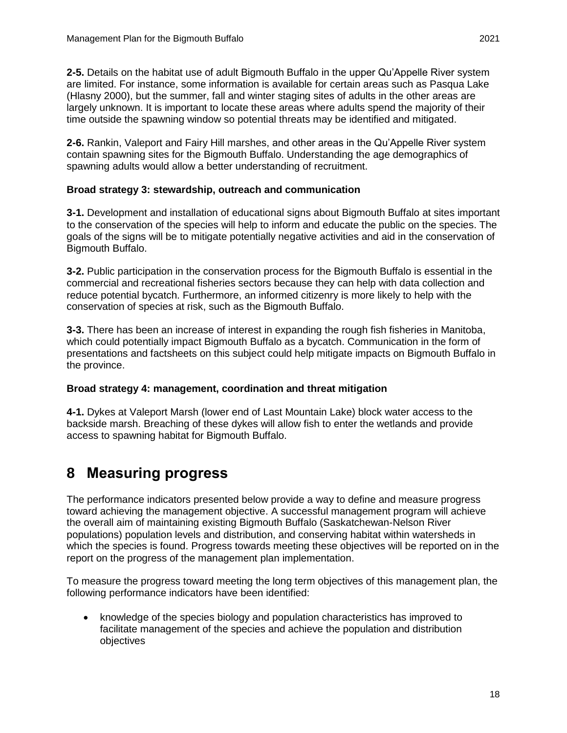**2-5.** Details on the habitat use of adult Bigmouth Buffalo in the upper Qu'Appelle River system are limited. For instance, some information is available for certain areas such as Pasqua Lake (Hlasny 2000), but the summer, fall and winter staging sites of adults in the other areas are largely unknown. It is important to locate these areas where adults spend the majority of their time outside the spawning window so potential threats may be identified and mitigated.

**2-6.** Rankin, Valeport and Fairy Hill marshes, and other areas in the Qu'Appelle River system contain spawning sites for the Bigmouth Buffalo. Understanding the age demographics of spawning adults would allow a better understanding of recruitment.

**Broad strategy 3: stewardship, outreach and communication**

**3-1.** Development and installation of educational signs about Bigmouth Buffalo at sites important to the conservation of the species will help to inform and educate the public on the species. The goals of the signs will be to mitigate potentially negative activities and aid in the conservation of Bigmouth Buffalo.

**3-2.** Public participation in the conservation process for the Bigmouth Buffalo is essential in the commercial and recreational fisheries sectors because they can help with data collection and reduce potential bycatch. Furthermore, an informed citizenry is more likely to help with the conservation of species at risk, such as the Bigmouth Buffalo.

**3-3.** There has been an increase of interest in expanding the rough fish fisheries in Manitoba, which could potentially impact Bigmouth Buffalo as a bycatch. Communication in the form of presentations and factsheets on this subject could help mitigate impacts on Bigmouth Buffalo in the province.

**Broad strategy 4: management, coordination and threat mitigation**

**4-1.** Dykes at Valeport Marsh (lower end of Last Mountain Lake) block water access to the backside marsh. Breaching of these dykes will allow fish to enter the wetlands and provide access to spawning habitat for Bigmouth Buffalo.

# 8 Measuring progress

The performance indicators presented below provide a way to define and measure progress toward achieving the management objective. A successful management program will achieve the overall aim of maintaining existing Bigmouth Buffalo (Saskatchewan-Nelson River populations) population levels and distribution, and conserving habitat within watersheds in which the species is found. Progress towards meeting these objectives will be reported on in the report on the progress of the management plan implementation.

To measure the progress toward meeting the long term objectives of this management plan, the following performance indicators have been identified:

- knowledge of the species biology and population characteristics has improved to facilitate management of the species and achieve the population and distribution objectives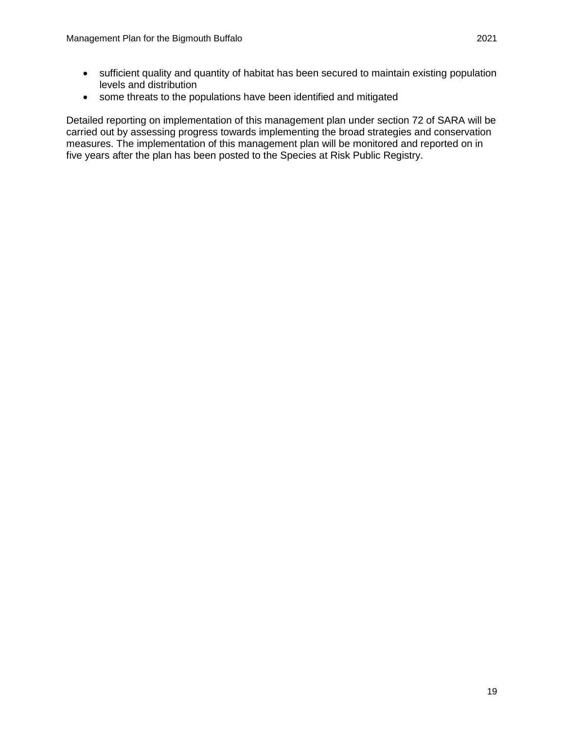- sufficient quality and quantity of habitat has been secured to maintain existing population levels and distribution
- some threats to the populations have been identified and mitigated

Detailed reporting on implementation of this management plan under section 72 of SARA will be carried out by assessing progress towards implementing the broad strategies and conservation measures. The implementation of this management plan will be monitored and reported on in five years after the plan has been posted to the Species at Risk Public Registry.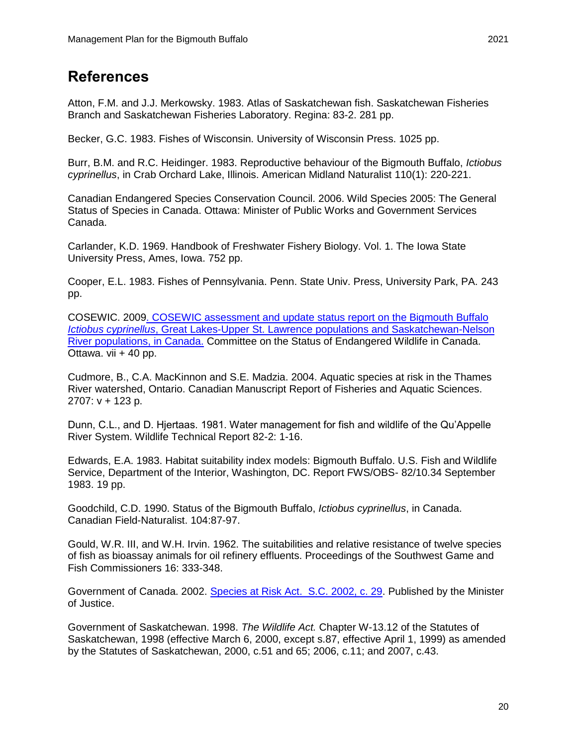## References

Atton, F.M. and J.J. Merkowsky. 1983. Atlas of Saskatchewan fish. Saskatchewan Fisheries Branch and Saskatchewan Fisheries Laboratory. Regina: 83-2. 281 pp.

Becker, G.C. 1983. Fishes of Wisconsin. University of Wisconsin Press. 1025 pp.

Burr, B.M. and R.C. Heidinger. 1983. Reproductive behaviour of the Bigmouth Buffalo, *Ictiobus cyprinellus*, in Crab Orchard Lake, Illinois. American Midland Naturalist 110(1): 220-221.

Canadian Endangered Species Conservation Council. 2006. Wild Species 2005: The General Status of Species in Canada. Ottawa: Minister of Public Works and Government Services Canada.

Carlander, K.D. 1969. Handbook of Freshwater Fishery Biology. Vol. 1. The Iowa State University Press, Ames, Iowa. 752 pp.

Cooper, E.L. 1983. Fishes of Pennsylvania. Penn. State Univ. Press, University Park, PA. 243 pp.

COSEWIC. 2009. COSEWIC assessment and update status report on the Bigmouth Buffalo *Ictiobus cyprinellus*, Great Lakes-Upper St. Lawrence populations and Saskatchewan-Nelson River populations, in Canada. Committee on the Status of Endangered Wildlife in Canada. Ottawa. vii + 40 pp.

Cudmore, B., C.A. MacKinnon and S.E. Madzia. 2004. Aquatic species at risk in the Thames River watershed, Ontario. Canadian Manuscript Report of Fisheries and Aquatic Sciences. 2707: v + 123 p.

Dunn, C.L., and D. Hjertaas. 1981. Water management for fish and wildlife of the Qu'Appelle River System. Wildlife Technical Report 82-2: 1-16.

Edwards, E.A. 1983. Habitat suitability index models: Bigmouth Buffalo. U.S. Fish and Wildlife Service, Department of the Interior, Washington, DC. Report FWS/OBS- 82/10.34 September 1983. 19 pp.

Goodchild, C.D. 1990. Status of the Bigmouth Buffalo, *Ictiobus cyprinellus*, in Canada. Canadian Field-Naturalist. 104:87-97.

Gould, W.R. III, and W.H. Irvin. 1962. The suitabilities and relative resistance of twelve species of fish as bioassay animals for oil refinery effluents. Proceedings of the Southwest Game and Fish Commissioners 16: 333-348.

Government of Canada. 2002. Species at Risk Act. S.C. 2002, c. 29. Published by the Minister of Justice.

Government of Saskatchewan. 1998. *The Wildlife Act.* Chapter W-13.12 of the Statutes of Saskatchewan, 1998 (effective March 6, 2000, except s.87, effective April 1, 1999) as amended by the Statutes of Saskatchewan, 2000, c.51 and 65; 2006, c.11; and 2007, c.43.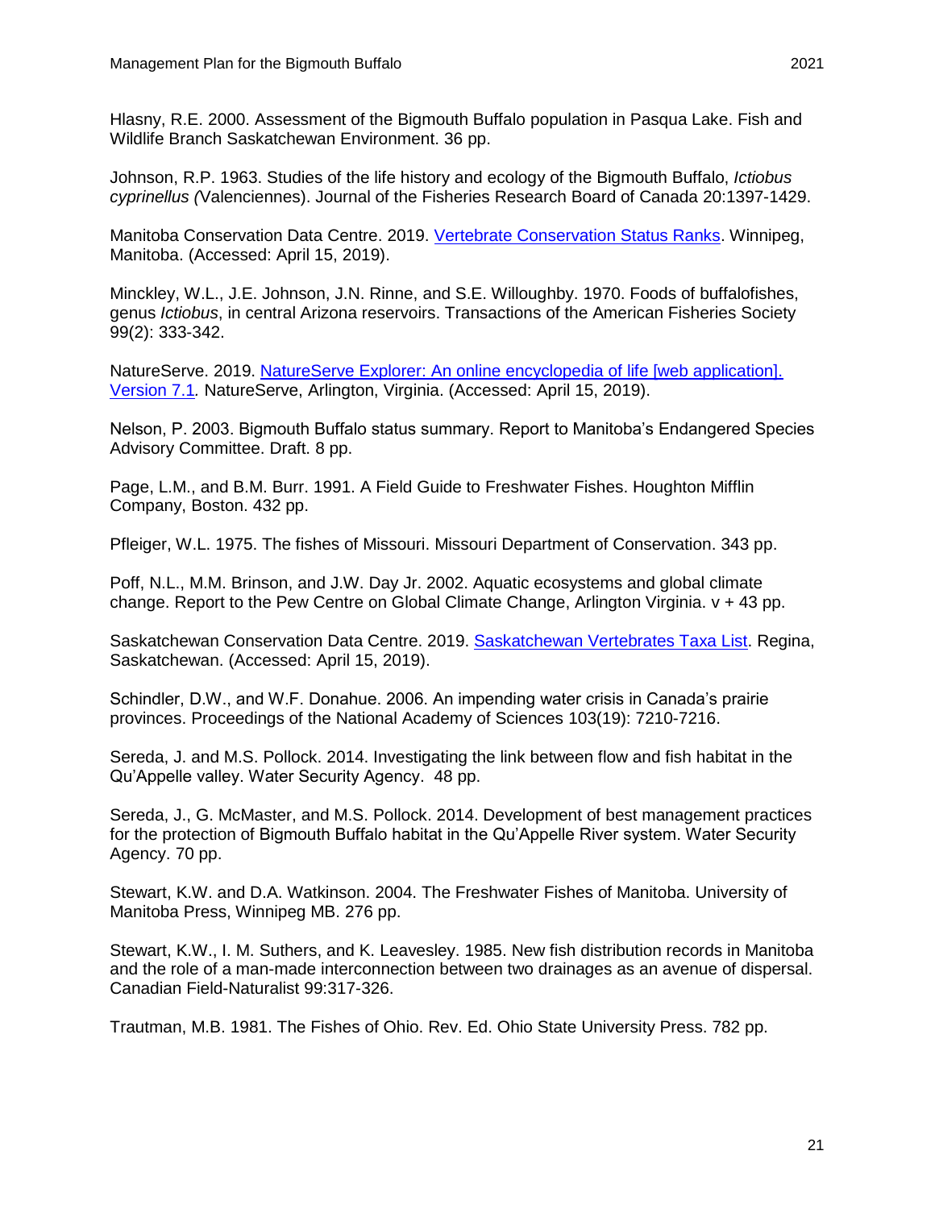Hlasny, R.E. 2000. Assessment of the Bigmouth Buffalo population in Pasqua Lake. Fish and Wildlife Branch Saskatchewan Environment. 36 pp.

Johnson, R.P. 1963. Studies of the life history and ecology of the Bigmouth Buffalo, *Ictiobus cyprinellus (*Valenciennes). Journal of the Fisheries Research Board of Canada 20:1397-1429.

Manitoba Conservation Data Centre. 2019. Vertebrate Conservation Status Ranks. Winnipeg, Manitoba. (Accessed: April 15, 2019).

Minckley, W.L., J.E. Johnson, J.N. Rinne, and S.E. Willoughby. 1970. Foods of buffalofishes, genus *Ictiobus*, in central Arizona reservoirs. Transactions of the American Fisheries Society 99(2): 333-342.

NatureServe. 2019. NatureServe Explorer: An online encyclopedia of life [web application]. Version 7.1*.* NatureServe, Arlington, Virginia. (Accessed: April 15, 2019).

Nelson, P. 2003. Bigmouth Buffalo status summary. Report to Manitoba's Endangered Species Advisory Committee. Draft. 8 pp.

Page, L.M., and B.M. Burr. 1991. A Field Guide to Freshwater Fishes. Houghton Mifflin Company, Boston. 432 pp.

Pfleiger, W.L. 1975. The fishes of Missouri. Missouri Department of Conservation. 343 pp.

Poff, N.L., M.M. Brinson, and J.W. Day Jr. 2002. Aquatic ecosystems and global climate change. Report to the Pew Centre on Global Climate Change, Arlington Virginia. v + 43 pp.

Saskatchewan Conservation Data Centre. 2019. Saskatchewan Vertebrates Taxa List. Regina, Saskatchewan. (Accessed: April 15, 2019).

Schindler, D.W., and W.F. Donahue. 2006. An impending water crisis in Canada's prairie provinces. Proceedings of the National Academy of Sciences 103(19): 7210-7216.

Sereda, J. and M.S. Pollock. 2014. Investigating the link between flow and fish habitat in the Qu'Appelle valley. Water Security Agency. 48 pp.

Sereda, J., G. McMaster, and M.S. Pollock. 2014. Development of best management practices for the protection of Bigmouth Buffalo habitat in the Qu'Appelle River system. Water Security Agency. 70 pp.

Stewart, K.W. and D.A. Watkinson. 2004. The Freshwater Fishes of Manitoba. University of Manitoba Press, Winnipeg MB. 276 pp.

Stewart, K.W., I. M. Suthers, and K. Leavesley. 1985. New fish distribution records in Manitoba and the role of a man-made interconnection between two drainages as an avenue of dispersal. Canadian Field-Naturalist 99:317-326.

Trautman, M.B. 1981. The Fishes of Ohio. Rev. Ed. Ohio State University Press. 782 pp.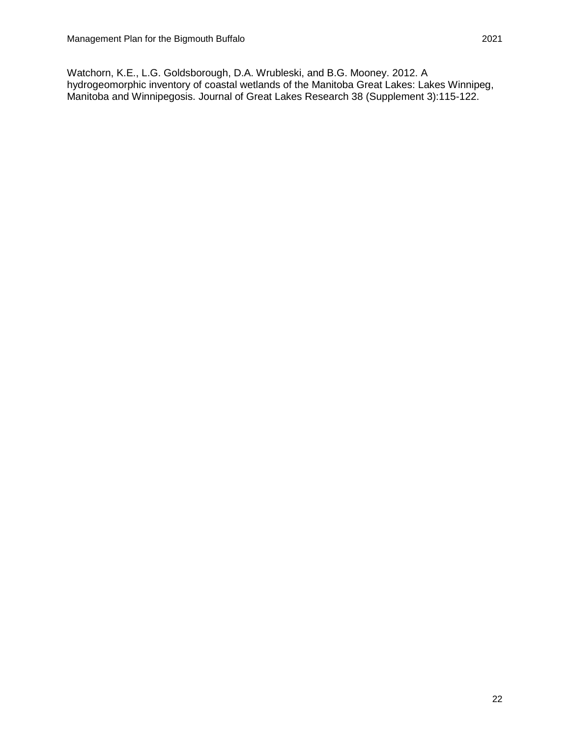Watchorn, K.E., L.G. Goldsborough, D.A. Wrubleski, and B.G. Mooney. 2012. A hydrogeomorphic inventory of coastal wetlands of the Manitoba Great Lakes: Lakes Winnipeg, Manitoba and Winnipegosis. Journal of Great Lakes Research 38 (Supplement 3):115-122.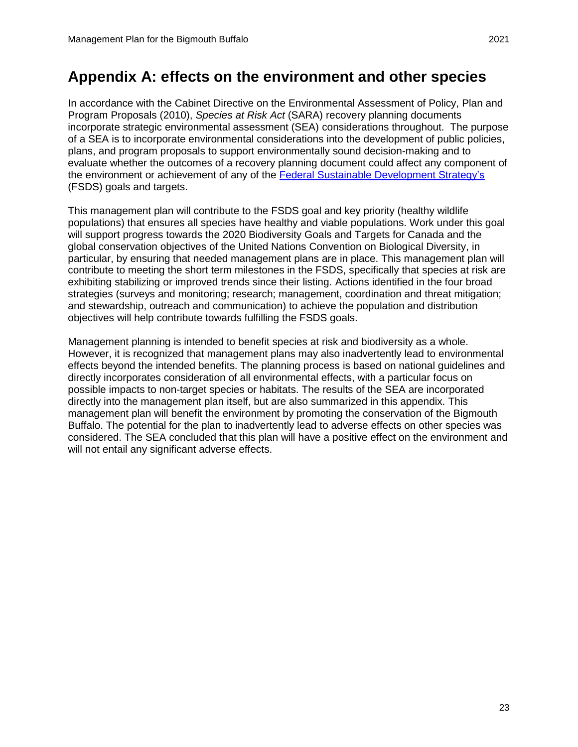# Appendix A: effects on the environment and other species

In accordance with the Cabinet Directive on the Environmental Assessment of Policy, Plan and Program Proposals (2010), *Species at Risk Act* (SARA) recovery planning documents incorporate strategic environmental assessment (SEA) considerations throughout. The purpose of a SEA is to incorporate environmental considerations into the development of public policies, plans, and program proposals to support environmentally sound decision-making and to evaluate whether the outcomes of a recovery planning document could affect any component of the environment or achievement of any of the Federal Sustainable Development Strategy's (FSDS) goals and targets.

This management plan will contribute to the FSDS goal and key priority (healthy wildlife populations) that ensures all species have healthy and viable populations. Work under this goal will support progress towards the 2020 Biodiversity Goals and Targets for Canada and the global conservation objectives of the United Nations Convention on Biological Diversity, in particular, by ensuring that needed management plans are in place. This management plan will contribute to meeting the short term milestones in the FSDS, specifically that species at risk are exhibiting stabilizing or improved trends since their listing. Actions identified in the four broad strategies (surveys and monitoring; research; management, coordination and threat mitigation; and stewardship, outreach and communication) to achieve the population and distribution objectives will help contribute towards fulfilling the FSDS goals.

Management planning is intended to benefit species at risk and biodiversity as a whole. However, it is recognized that management plans may also inadvertently lead to environmental effects beyond the intended benefits. The planning process is based on national guidelines and directly incorporates consideration of all environmental effects, with a particular focus on possible impacts to non-target species or habitats. The results of the SEA are incorporated directly into the management plan itself, but are also summarized in this appendix. This management plan will benefit the environment by promoting the conservation of the Bigmouth Buffalo. The potential for the plan to inadvertently lead to adverse effects on other species was considered. The SEA concluded that this plan will have a positive effect on the environment and will not entail any significant adverse effects.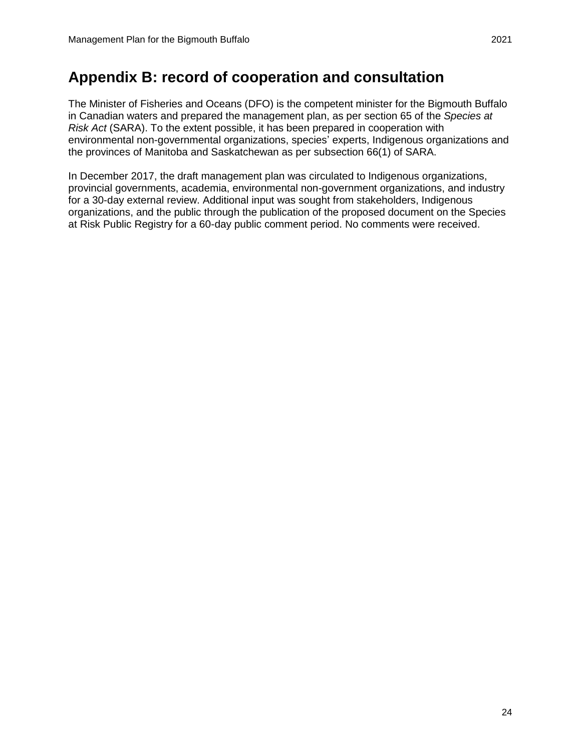# Appendix B: record of cooperation and consultation

The Minister of Fisheries and Oceans (DFO) is the competent minister for the Bigmouth Buffalo in Canadian waters and prepared the management plan, as per section 65 of the *Species at Risk Act* (SARA). To the extent possible, it has been prepared in cooperation with environmental non-governmental organizations, species' experts, Indigenous organizations and the provinces of Manitoba and Saskatchewan as per subsection 66(1) of SARA.

In December 2017, the draft management plan was circulated to Indigenous organizations, provincial governments, academia, environmental non-government organizations, and industry for a 30-day external review. Additional input was sought from stakeholders, Indigenous organizations, and the public through the publication of the proposed document on the Species at Risk Public Registry for a 60-day public comment period. No comments were received.